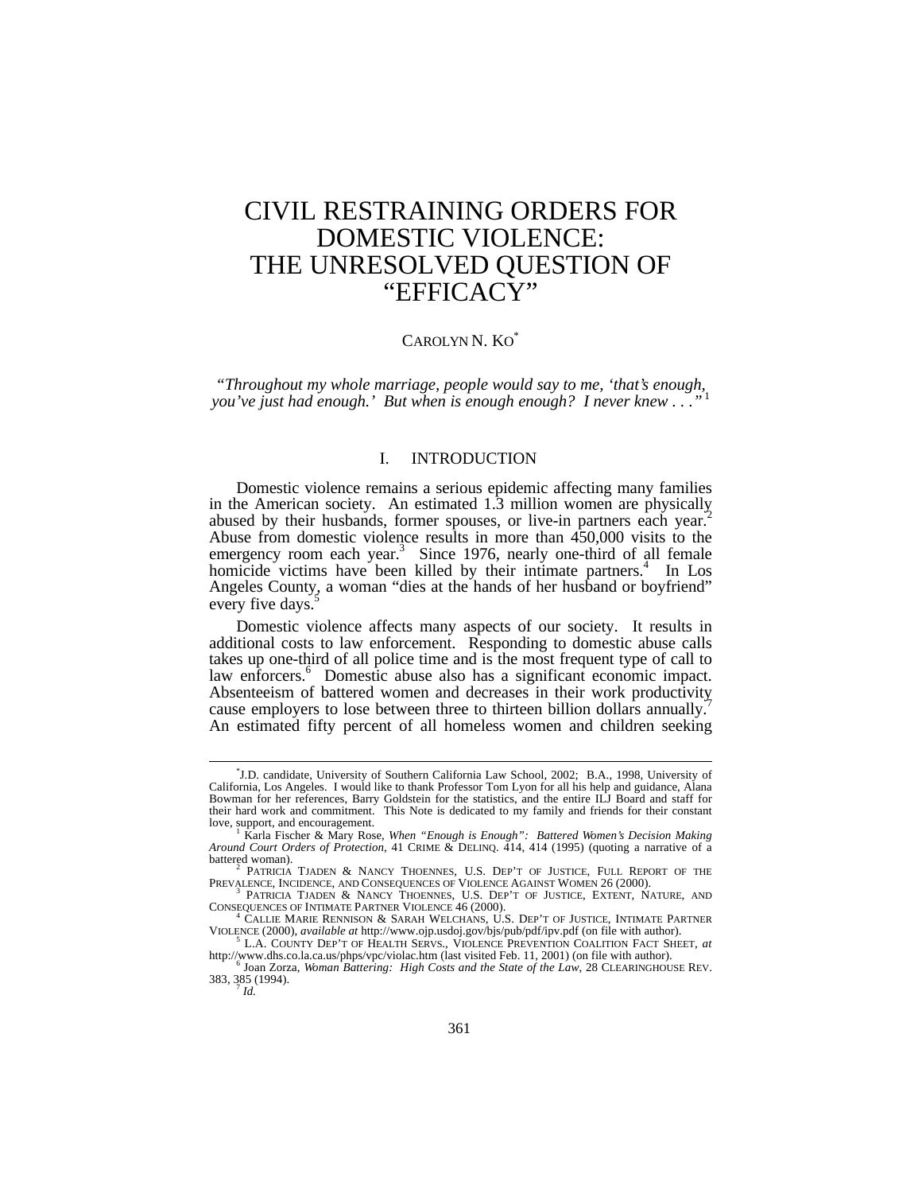# CIVIL RESTRAINING ORDERS FOR DOMESTIC VIOLENCE: THE UNRESOLVED QUESTION OF "EFFICACY"

CAROLYN N. KO[*]

*"Throughout my whole marriage, people would say to me, 'that's enough, you've just had enough.' But when is enough enough? I never knew . . ."*[1]

## I. INTRODUCTION

Domestic violence remains a serious epidemic affecting many families in the American society. An estimated 1.3 million women are physically abused by their husbands, former spouses, or live-in partners each year.[2] Abuse from domestic violence results in more than 450,000 visits to the emergency room each year.[3] Since 1976, nearly one-third of all female homicide victims have been killed by their intimate partners.[4] In Los Angeles County, a woman "dies at the hands of her husband or boyfriend" every five days.[5]

Domestic violence affects many aspects of our society. It results in additional costs to law enforcement. Responding to domestic abuse calls takes up one-third of all police time and is the most frequent type of call to law enforcers.[6] Domestic abuse also has a significant economic impact. Absenteeism of battered women and decreases in their work productivity cause employers to lose between three to thirteen billion dollars annually.[7] An estimated fifty percent of all homeless women and children seeking

---

[*] J.D. candidate, University of Southern California Law School, 2002; B.A., 1998, University of California, Los Angeles. I would like to thank Professor Tom Lyon for all his help and guidance, Alana Bowman for her references, Barry Goldstein for the statistics, and the entire ILJ Board and staff for their hard work and commitment. This Note is dedicated to my family and friends for their constant love, support, and encouragement.

[1] Karla Fischer & Mary Rose, *When "Enough is Enough": Battered Women's Decision Making Around Court Orders of Protection*, 41 CRIME & DELINQ. 414, 414 (1995) (quoting a narrative of a battered woman).

[2] PATRICIA TJADEN & NANCY THOENNES, U.S. DEP'T OF JUSTICE, FULL REPORT OF THE PREVALENCE, INCIDENCE, AND CONSEQUENCES OF VIOLENCE AGAINST WOMEN 26 (2000).

[3] PATRICIA TJADEN & NANCY THOENNES, U.S. DEP'T OF JUSTICE, EXTENT, NATURE, AND CONSEQUENCES OF INTIMATE PARTNER VIOLENCE 46 (2000).

[4] CALLIE MARIE RENNISON & SARAH WELCHANS, U.S. DEP'T OF JUSTICE, INTIMATE PARTNER VIOLENCE (2000), *available at* http://www.ojp.usdoj.gov/bjs/pub/pdf/ipv.pdf (on file with author).

[5] L.A. COUNTY DEP'T OF HEALTH SERVS., VIOLENCE PREVENTION COALITION FACT SHEET, *at* http://www.dhs.co.la.ca.us/phps/vpc/violac.htm (last visited Feb. 11, 2001) (on file with author).

[6] Joan Zorza, *Woman Battering: High Costs and the State of the Law*, 28 CLEARINGHOUSE REV. 383, 385 (1994).

[7] *Id.*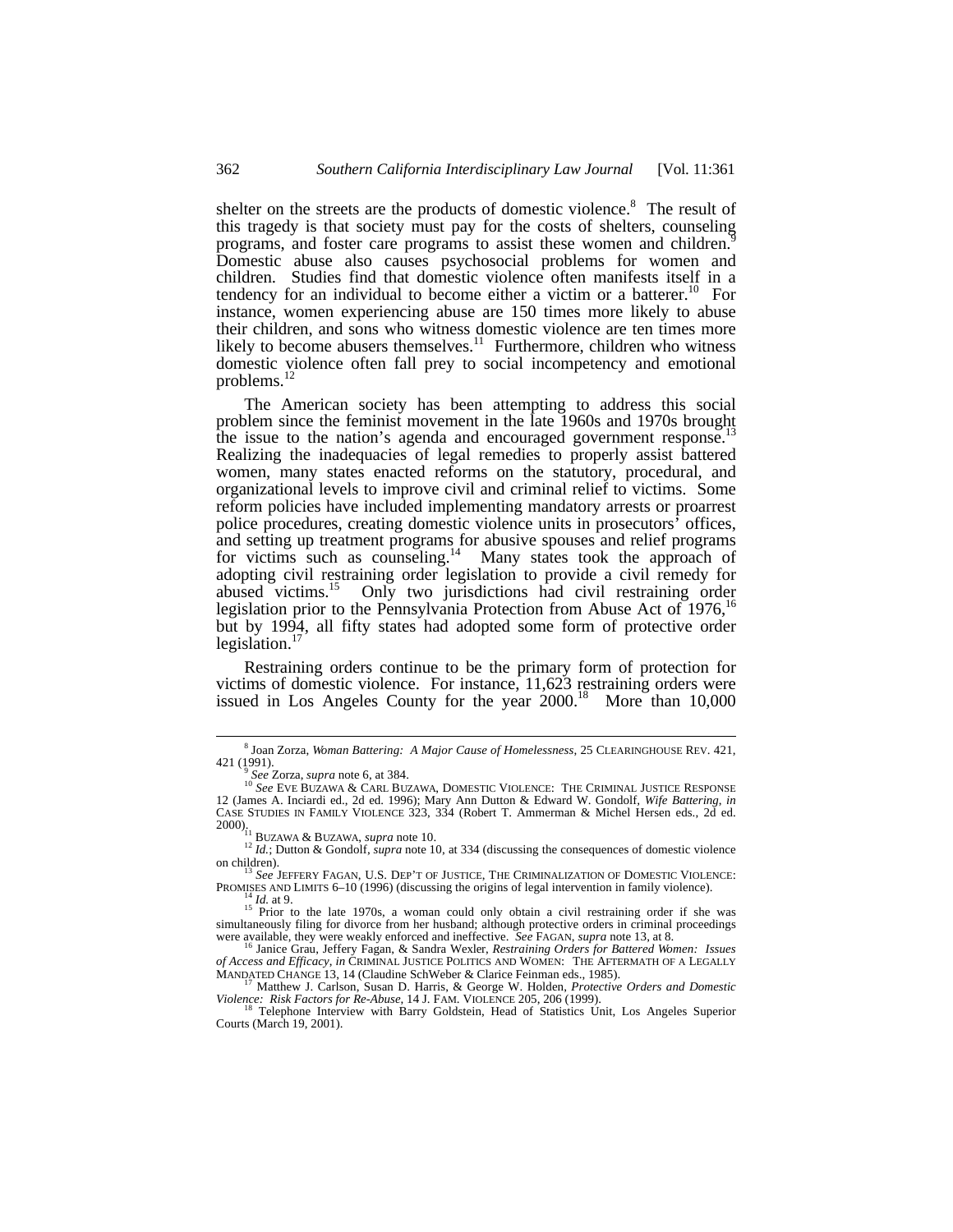shelter on the streets are the products of domestic violence.[8] The result of this tragedy is that society must pay for the costs of shelters, counseling programs, and foster care programs to assist these women and children.[9] Domestic abuse also causes psychosocial problems for women and children. Studies find that domestic violence often manifests itself in a tendency for an individual to become either a victim or a batterer.[10] For instance, women experiencing abuse are 150 times more likely to abuse their children, and sons who witness domestic violence are ten times more likely to become abusers themselves.[11] Furthermore, children who witness domestic violence often fall prey to social incompetency and emotional problems.[12]

The American society has been attempting to address this social problem since the feminist movement in the late 1960s and 1970s brought the issue to the nation's agenda and encouraged government response.[13] Realizing the inadequacies of legal remedies to properly assist battered women, many states enacted reforms on the statutory, procedural, and organizational levels to improve civil and criminal relief to victims. Some reform policies have included implementing mandatory arrests or proarrest police procedures, creating domestic violence units in prosecutors' offices, and setting up treatment programs for abusive spouses and relief programs for victims such as counseling.[14] Many states took the approach of adopting civil restraining order legislation to provide a civil remedy for abused victims.[15] Only two jurisdictions had civil restraining order legislation prior to the Pennsylvania Protection from Abuse Act of 1976,[16] but by 1994, all fifty states had adopted some form of protective order legislation.[17]

Restraining orders continue to be the primary form of protection for victims of domestic violence. For instance, 11,623 restraining orders were issued in Los Angeles County for the year 2000.[18] More than 10,000

---

[8] Joan Zorza, *Woman Battering: A Major Cause of Homelessness*, 25 CLEARINGHOUSE REV. 421, 421 (1991).

[9] *See* Zorza, *supra* note 6, at 384.

[10] *See* EVE BUZAWA & CARL BUZAWA, DOMESTIC VIOLENCE: THE CRIMINAL JUSTICE RESPONSE 12 (James A. Inciardi ed., 2d ed. 1996); Mary Ann Dutton & Edward W. Gondolf, *Wife Battering*, *in* CASE STUDIES IN FAMILY VIOLENCE 323, 334 (Robert T. Ammerman & Michel Hersen eds., 2d ed. 2000).

[11] BUZAWA & BUZAWA, *supra* note 10.

[12] *Id.*; Dutton & Gondolf, *supra* note 10, at 334 (discussing the consequences of domestic violence on children).

[13] *See* JEFFERY FAGAN, U.S. DEP'T OF JUSTICE, THE CRIMINALIZATION OF DOMESTIC VIOLENCE: PROMISES AND LIMITS 6–10 (1996) (discussing the origins of legal intervention in family violence).

[14] *Id.* at 9.

[15] Prior to the late 1970s, a woman could only obtain a civil restraining order if she was simultaneously filing for divorce from her husband; although protective orders in criminal proceedings were available, they were weakly enforced and ineffective. *See* FAGAN, *supra* note 13, at 8.

[16] Janice Grau, Jeffery Fagan, & Sandra Wexler, *Restraining Orders for Battered Women: Issues of Access and Efficacy*, *in* CRIMINAL JUSTICE POLITICS AND WOMEN: THE AFTERMATH OF A LEGALLY MANDATED CHANGE 13, 14 (Claudine SchWeber & Clarice Feinman eds., 1985).

[17] Matthew J. Carlson, Susan D. Harris, & George W. Holden, *Protective Orders and Domestic Violence: Risk Factors for Re-Abuse*, 14 J. FAM. VIOLENCE 205, 206 (1999).

[18] Telephone Interview with Barry Goldstein, Head of Statistics Unit, Los Angeles Superior Courts (March 19, 2001).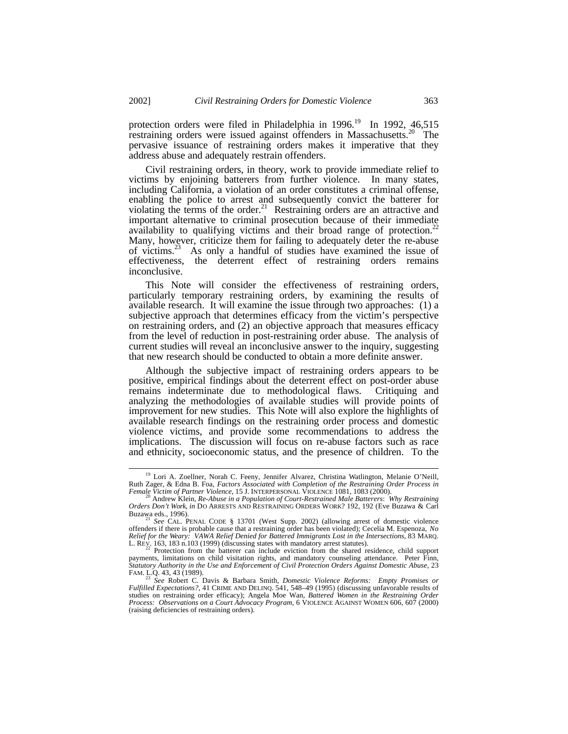protection orders were filed in Philadelphia in 1996.[19] In 1992, 46,515 restraining orders were issued against offenders in Massachusetts.[20] The pervasive issuance of restraining orders makes it imperative that they address abuse and adequately restrain offenders.

Civil restraining orders, in theory, work to provide immediate relief to victims by enjoining batterers from further violence. In many states, including California, a violation of an order constitutes a criminal offense, enabling the police to arrest and subsequently convict the batterer for violating the terms of the order.[21] Restraining orders are an attractive and important alternative to criminal prosecution because of their immediate availability to qualifying victims and their broad range of protection.[22] Many, however, criticize them for failing to adequately deter the re-abuse of victims.[23] As only a handful of studies have examined the issue of effectiveness, the deterrent effect of restraining orders remains inconclusive.

This Note will consider the effectiveness of restraining orders, particularly temporary restraining orders, by examining the results of available research. It will examine the issue through two approaches: (1) a subjective approach that determines efficacy from the victim's perspective on restraining orders, and (2) an objective approach that measures efficacy from the level of reduction in post-restraining order abuse. The analysis of current studies will reveal an inconclusive answer to the inquiry, suggesting that new research should be conducted to obtain a more definite answer.

Although the subjective impact of restraining orders appears to be positive, empirical findings about the deterrent effect on post-order abuse remains indeterminate due to methodological flaws. Critiquing and analyzing the methodologies of available studies will provide points of improvement for new studies. This Note will also explore the highlights of available research findings on the restraining order process and domestic violence victims, and provide some recommendations to address the implications. The discussion will focus on re-abuse factors such as race and ethnicity, socioeconomic status, and the presence of children. To the

---

[19] Lori A. Zoellner, Norah C. Feeny, Jennifer Alvarez, Christina Watlington, Melanie O'Neill, Ruth Zager, & Edna B. Foa, *Factors Associated with Completion of the Restraining Order Process in Female Victim of Partner Violence*, 15 J. INTERPERSONAL VIOLENCE 1081, 1083 (2000).

[20] Andrew Klein, *Re-Abuse in a Population of Court-Restrained Male Batterers*: *Why Restraining Orders Don't Work*, *in* DO ARRESTS AND RESTRAINING ORDERS WORK? 192, 192 (Eve Buzawa & Carl Buzawa eds., 1996).

[21] *See* CAL. PENAL CODE § 13701 (West Supp. 2002) (allowing arrest of domestic violence offenders if there is probable cause that a restraining order has been violated); Cecelia M. Espenoza, *No Relief for the Weary: VAWA Relief Denied for Battered Immigrants Lost in the Intersections*, 83 MARQ. L. REV. 163, 183 n.103 (1999) (discussing states with mandatory arrest statutes).

[22] Protection from the batterer can include eviction from the shared residence, child support payments, limitations on child visitation rights, and mandatory counseling attendance. Peter Finn, *Statutory Authority in the Use and Enforcement of Civil Protection Orders Against Domestic Abuse*, 23 FAM. L.Q. 43, 43 (1989).

[23] *See* Robert C. Davis & Barbara Smith, *Domestic Violence Reforms: Empty Promises or Fulfilled Expectations?*, 41 CRIME AND DELINQ. 541, 548–49 (1995) (discussing unfavorable results of studies on restraining order efficacy); Angela Moe Wan, *Battered Women in the Restraining Order Process: Observations on a Court Advocacy Program*, 6 VIOLENCE AGAINST WOMEN 606, 607 (2000) (raising deficiencies of restraining orders).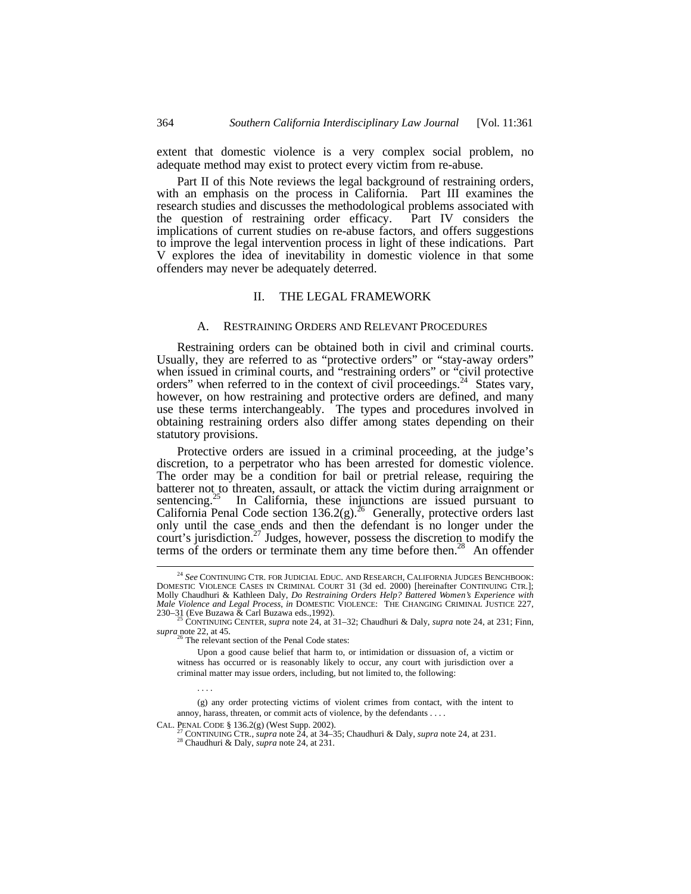extent that domestic violence is a very complex social problem, no adequate method may exist to protect every victim from re-abuse.

Part II of this Note reviews the legal background of restraining orders, with an emphasis on the process in California. Part III examines the research studies and discusses the methodological problems associated with the question of restraining order efficacy. Part IV considers the implications of current studies on re-abuse factors, and offers suggestions to improve the legal intervention process in light of these indications. Part V explores the idea of inevitability in domestic violence in that some offenders may never be adequately deterred.

## II. THE LEGAL FRAMEWORK

### A. RESTRAINING ORDERS AND RELEVANT PROCEDURES

Restraining orders can be obtained both in civil and criminal courts. Usually, they are referred to as "protective orders" or "stay-away orders" when issued in criminal courts, and "restraining orders" or "civil protective orders" when referred to in the context of civil proceedings.[24] States vary, however, on how restraining and protective orders are defined, and many use these terms interchangeably. The types and procedures involved in obtaining restraining orders also differ among states depending on their statutory provisions.

Protective orders are issued in a criminal proceeding, at the judge's discretion, to a perpetrator who has been arrested for domestic violence. The order may be a condition for bail or pretrial release, requiring the batterer not to threaten, assault, or attack the victim during arraignment or sentencing.[25] In California, these injunctions are issued pursuant to California Penal Code section 136.2(g).[26] Generally, protective orders last only until the case ends and then the defendant is no longer under the court's jurisdiction.[27] Judges, however, possess the discretion to modify the terms of the orders or terminate them any time before then.[28] An offender

---

[24] *See* CONTINUING CTR. FOR JUDICIAL EDUC. AND RESEARCH, CALIFORNIA JUDGES BENCHBOOK: DOMESTIC VIOLENCE CASES IN CRIMINAL COURT 31 (3d ed. 2000) [hereinafter CONTINUING CTR.]; Molly Chaudhuri & Kathleen Daly, *Do Restraining Orders Help? Battered Women's Experience with Male Violence and Legal Process*, *in* DOMESTIC VIOLENCE: THE CHANGING CRIMINAL JUSTICE 227, 230–31 (Eve Buzawa & Carl Buzawa eds.,1992).

[25] CONTINUING CENTER, *supra* note 24, at 31–32; Chaudhuri & Daly, *supra* note 24, at 231; Finn, *supra* note 22, at 45.

[26] The relevant section of the Penal Code states:

> Upon a good cause belief that harm to, or intimidation or dissuasion of, a victim or witness has occurred or is reasonably likely to occur, any court with jurisdiction over a criminal matter may issue orders, including, but not limited to, the following:
>
> . . . .
>
> (g) any order protecting victims of violent crimes from contact, with the intent to annoy, harass, threaten, or commit acts of violence, by the defendants . . . .

CAL. PENAL CODE § 136.2(g) (West Supp. 2002).

[27] CONTINUING CTR., *supra* note 24, at 34–35; Chaudhuri & Daly, *supra* note 24, at 231.

[28] Chaudhuri & Daly, *supra* note 24, at 231.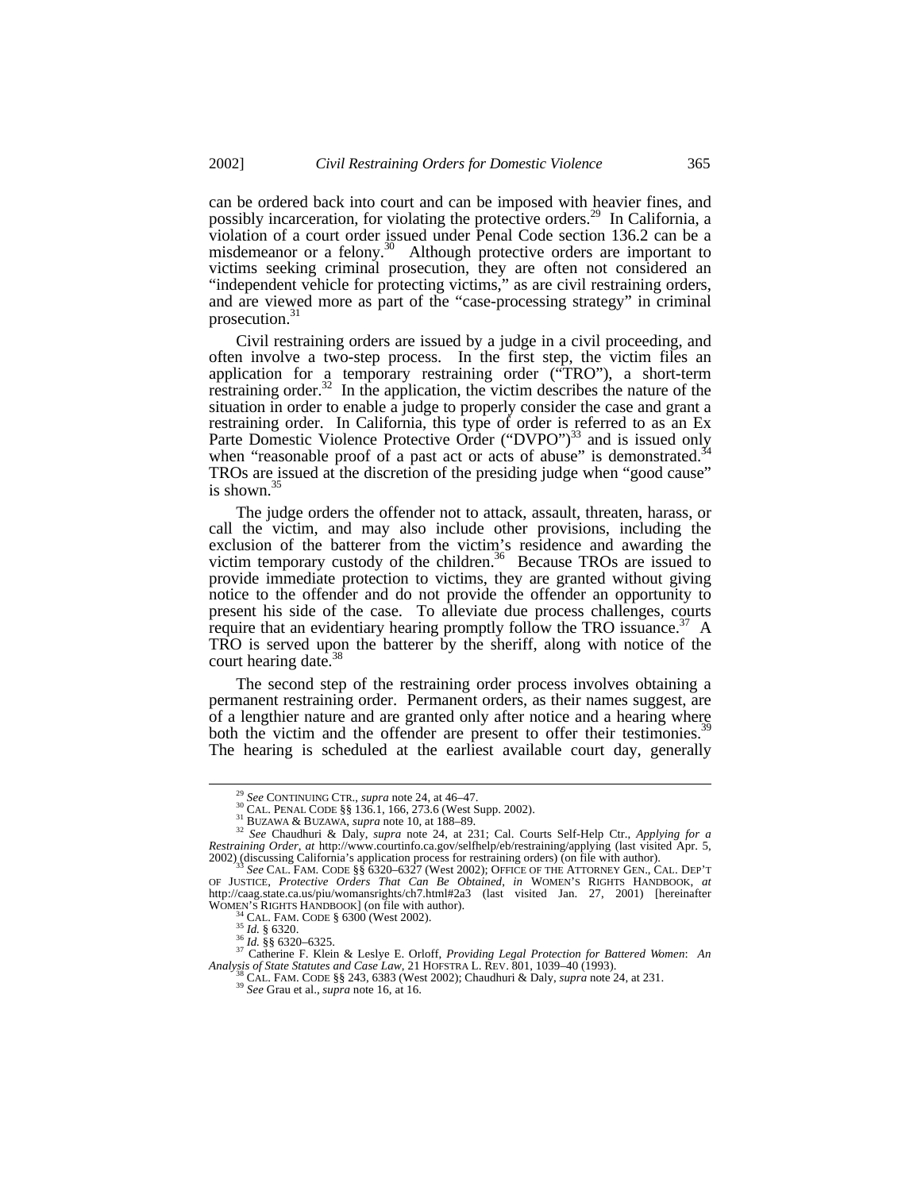can be ordered back into court and can be imposed with heavier fines, and possibly incarceration, for violating the protective orders.[29] In California, a violation of a court order issued under Penal Code section 136.2 can be a misdemeanor or a felony.[30] Although protective orders are important to victims seeking criminal prosecution, they are often not considered an "independent vehicle for protecting victims," as are civil restraining orders, and are viewed more as part of the "case-processing strategy" in criminal prosecution.[31]

Civil restraining orders are issued by a judge in a civil proceeding, and often involve a two-step process. In the first step, the victim files an application for a temporary restraining order ("TRO"), a short-term restraining order.[32] In the application, the victim describes the nature of the situation in order to enable a judge to properly consider the case and grant a restraining order. In California, this type of order is referred to as an Ex Parte Domestic Violence Protective Order ("DVPO")[33] and is issued only when "reasonable proof of a past act or acts of abuse" is demonstrated.[34] TROs are issued at the discretion of the presiding judge when "good cause" is shown.[35]

The judge orders the offender not to attack, assault, threaten, harass, or call the victim, and may also include other provisions, including the exclusion of the batterer from the victim's residence and awarding the victim temporary custody of the children.[36] Because TROs are issued to provide immediate protection to victims, they are granted without giving notice to the offender and do not provide the offender an opportunity to present his side of the case. To alleviate due process challenges, courts require that an evidentiary hearing promptly follow the TRO issuance.[37] A TRO is served upon the batterer by the sheriff, along with notice of the court hearing date.[38]

The second step of the restraining order process involves obtaining a permanent restraining order. Permanent orders, as their names suggest, are of a lengthier nature and are granted only after notice and a hearing where both the victim and the offender are present to offer their testimonies.[39] The hearing is scheduled at the earliest available court day, generally

---

[29] *See* CONTINUING CTR., *supra* note 24, at 46–47.

[30] CAL. PENAL CODE §§ 136.1, 166, 273.6 (West Supp. 2002).

[31] BUZAWA & BUZAWA, *supra* note 10, at 188–89.

[32] *See* Chaudhuri & Daly, *supra* note 24, at 231; Cal. Courts Self-Help Ctr., *Applying for a Restraining Order*, *at* http://www.courtinfo.ca.gov/selfhelp/eb/restraining/applying (last visited Apr. 5, 2002) (discussing California's application process for restraining orders) (on file with author).

[33] *See* CAL. FAM. CODE §§ 6320–6327 (West 2002); OFFICE OF THE ATTORNEY GEN., CAL. DEP'T OF JUSTICE, *Protective Orders That Can Be Obtained*, *in* WOMEN'S RIGHTS HANDBOOK, *at* http://caag.state.ca.us/piu/womansrights/ch7.html#2a3 (last visited Jan. 27, 2001) [hereinafter WOMEN'S RIGHTS HANDBOOK] (on file with author).

[34] CAL. FAM. CODE § 6300 (West 2002).

[35] *Id.* § 6320.

[36] *Id.* §§ 6320–6325.

[37] Catherine F. Klein & Leslye E. Orloff, *Providing Legal Protection for Battered Women*: *An Analysis of State Statutes and Case Law*, 21 HOFSTRA L. REV. 801, 1039–40 (1993).

[38] CAL. FAM. CODE §§ 243, 6383 (West 2002); Chaudhuri & Daly, *supra* note 24, at 231.

[39] *See* Grau et al., *supra* note 16, at 16.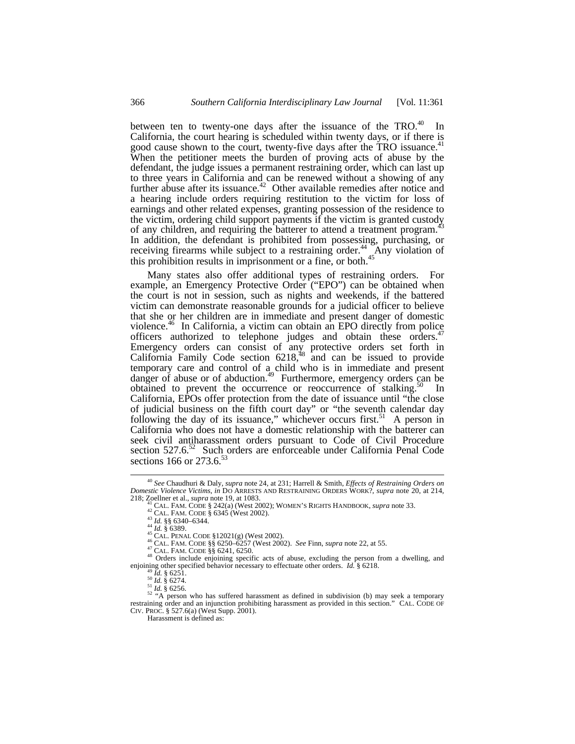between ten to twenty-one days after the issuance of the TRO.[40] In California, the court hearing is scheduled within twenty days, or if there is good cause shown to the court, twenty-five days after the TRO issuance.[41] When the petitioner meets the burden of proving acts of abuse by the defendant, the judge issues a permanent restraining order, which can last up to three years in California and can be renewed without a showing of any further abuse after its issuance.[42] Other available remedies after notice and a hearing include orders requiring restitution to the victim for loss of earnings and other related expenses, granting possession of the residence to the victim, ordering child support payments if the victim is granted custody of any children, and requiring the batterer to attend a treatment program.[43] In addition, the defendant is prohibited from possessing, purchasing, or receiving firearms while subject to a restraining order.[44] Any violation of this prohibition results in imprisonment or a fine, or both.[45]

Many states also offer additional types of restraining orders. For example, an Emergency Protective Order ("EPO") can be obtained when the court is not in session, such as nights and weekends, if the battered victim can demonstrate reasonable grounds for a judicial officer to believe that she or her children are in immediate and present danger of domestic violence.[46] In California, a victim can obtain an EPO directly from police officers authorized to telephone judges and obtain these orders.[47] Emergency orders can consist of any protective orders set forth in California Family Code section 6218,[48] and can be issued to provide temporary care and control of a child who is in immediate and present danger of abuse or of abduction.[49] Furthermore, emergency orders can be obtained to prevent the occurrence or reoccurrence of stalking.[50] In California, EPOs offer protection from the date of issuance until "the close of judicial business on the fifth court day" or "the seventh calendar day following the day of its issuance," whichever occurs first.[51] A person in California who does not have a domestic relationship with the batterer can seek civil antiharassment orders pursuant to Code of Civil Procedure section 527.6.[52] Such orders are enforceable under California Penal Code sections 166 or 273.6.[53]

---

[40] *See* Chaudhuri & Daly, *supra* note 24, at 231; Harrell & Smith, *Effects of Restraining Orders on Domestic Violence Victims*, *in* DO ARRESTS AND RESTRAINING ORDERS WORK?, *supra* note 20, at 214, 218; Zoellner et al., *supra* note 19, at 1083.

[41] CAL. FAM. CODE § 242(a) (West 2002); WOMEN'S RIGHTS HANDBOOK, *supra* note 33.

[42] CAL. FAM. CODE § 6345 (West 2002).

[43] *Id.* §§ 6340–6344.

[44] *Id.* § 6389.

[45] CAL. PENAL CODE §12021(g) (West 2002).

[46] CAL. FAM. CODE §§ 6250–6257 (West 2002). *See* Finn, *supra* note 22, at 55.

[47] CAL. FAM. CODE §§ 6241, 6250.

[48] Orders include enjoining specific acts of abuse, excluding the person from a dwelling, and enjoining other specified behavior necessary to effectuate other orders. *Id.* § 6218.

[49] *Id.* § 6251.

[50] *Id.* § 6274.

[51] *Id.* § 6256.

[52] "A person who has suffered harassment as defined in subdivision (b) may seek a temporary restraining order and an injunction prohibiting harassment as provided in this section." CAL. CODE OF CIV. PROC. § 527.6(a) (West Supp. 2001).

Harassment is defined as: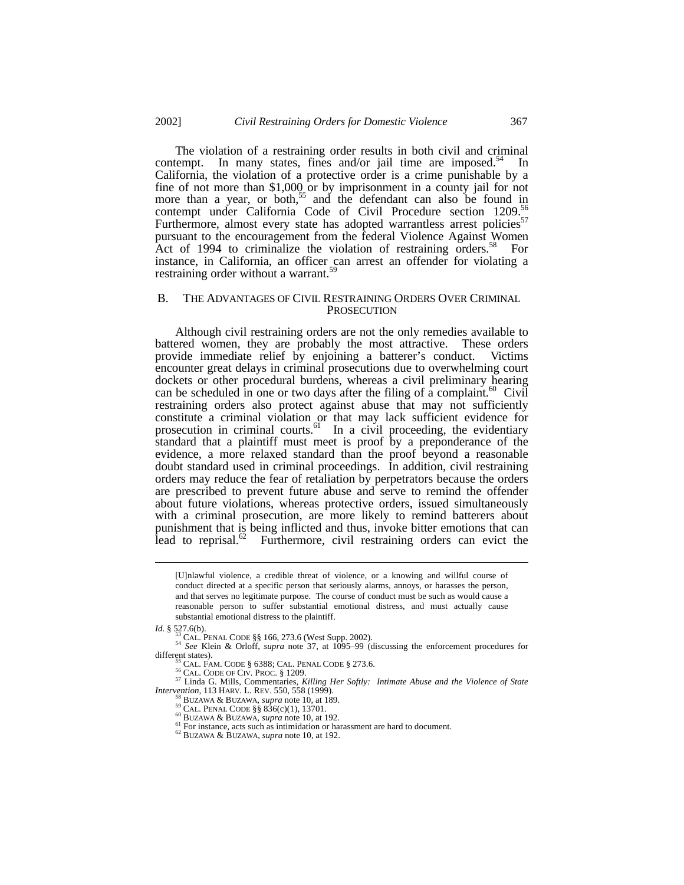The violation of a restraining order results in both civil and criminal contempt. In many states, fines and/or jail time are imposed.[54] In California, the violation of a protective order is a crime punishable by a fine of not more than $1,000 or by imprisonment in a county jail for not more than a year, or both,[55] and the defendant can also be found in contempt under California Code of Civil Procedure section 1209.[56] Furthermore, almost every state has adopted warrantless arrest policies[57] pursuant to the encouragement from the federal Violence Against Women Act of 1994 to criminalize the violation of restraining orders.[58] For instance, in California, an officer can arrest an offender for violating a restraining order without a warrant.[59]

## B. THE ADVANTAGES OF CIVIL RESTRAINING ORDERS OVER CRIMINAL PROSECUTION

Although civil restraining orders are not the only remedies available to battered women, they are probably the most attractive. These orders provide immediate relief by enjoining a batterer's conduct. Victims encounter great delays in criminal prosecutions due to overwhelming court dockets or other procedural burdens, whereas a civil preliminary hearing can be scheduled in one or two days after the filing of a complaint.[60] Civil restraining orders also protect against abuse that may not sufficiently constitute a criminal violation or that may lack sufficient evidence for prosecution in criminal courts.[61] In a civil proceeding, the evidentiary standard that a plaintiff must meet is proof by a preponderance of the evidence, a more relaxed standard than the proof beyond a reasonable doubt standard used in criminal proceedings. In addition, civil restraining orders may reduce the fear of retaliation by perpetrators because the orders are prescribed to prevent future abuse and serve to remind the offender about future violations, whereas protective orders, issued simultaneously with a criminal prosecution, are more likely to remind batterers about punishment that is being inflicted and thus, invoke bitter emotions that can lead to reprisal.[62] Furthermore, civil restraining orders can evict the

---

> [U]nlawful violence, a credible threat of violence, or a knowing and willful course of conduct directed at a specific person that seriously alarms, annoys, or harasses the person, and that serves no legitimate purpose. The course of conduct must be such as would cause a reasonable person to suffer substantial emotional distress, and must actually cause substantial emotional distress to the plaintiff.

*Id.* § 527.6(b).

[53] CAL. PENAL CODE §§ 166, 273.6 (West Supp. 2002).

[54] *See* Klein & Orloff, *supra* note 37, at 1095–99 (discussing the enforcement procedures for different states).

[55] CAL. FAM. CODE § 6388; CAL. PENAL CODE § 273.6.

[56] CAL. CODE OF CIV. PROC. § 1209.

[57] Linda G. Mills, Commentaries, *Killing Her Softly: Intimate Abuse and the Violence of State Intervention*, 113 HARV. L. REV. 550, 558 (1999).

[58] BUZAWA & BUZAWA, *supra* note 10, at 189.

[59] CAL. PENAL CODE §§ 836(c)(1), 13701.

[60] BUZAWA & BUZAWA, *supra* note 10, at 192.

[61] For instance, acts such as intimidation or harassment are hard to document.

[62] BUZAWA & BUZAWA, *supra* note 10, at 192.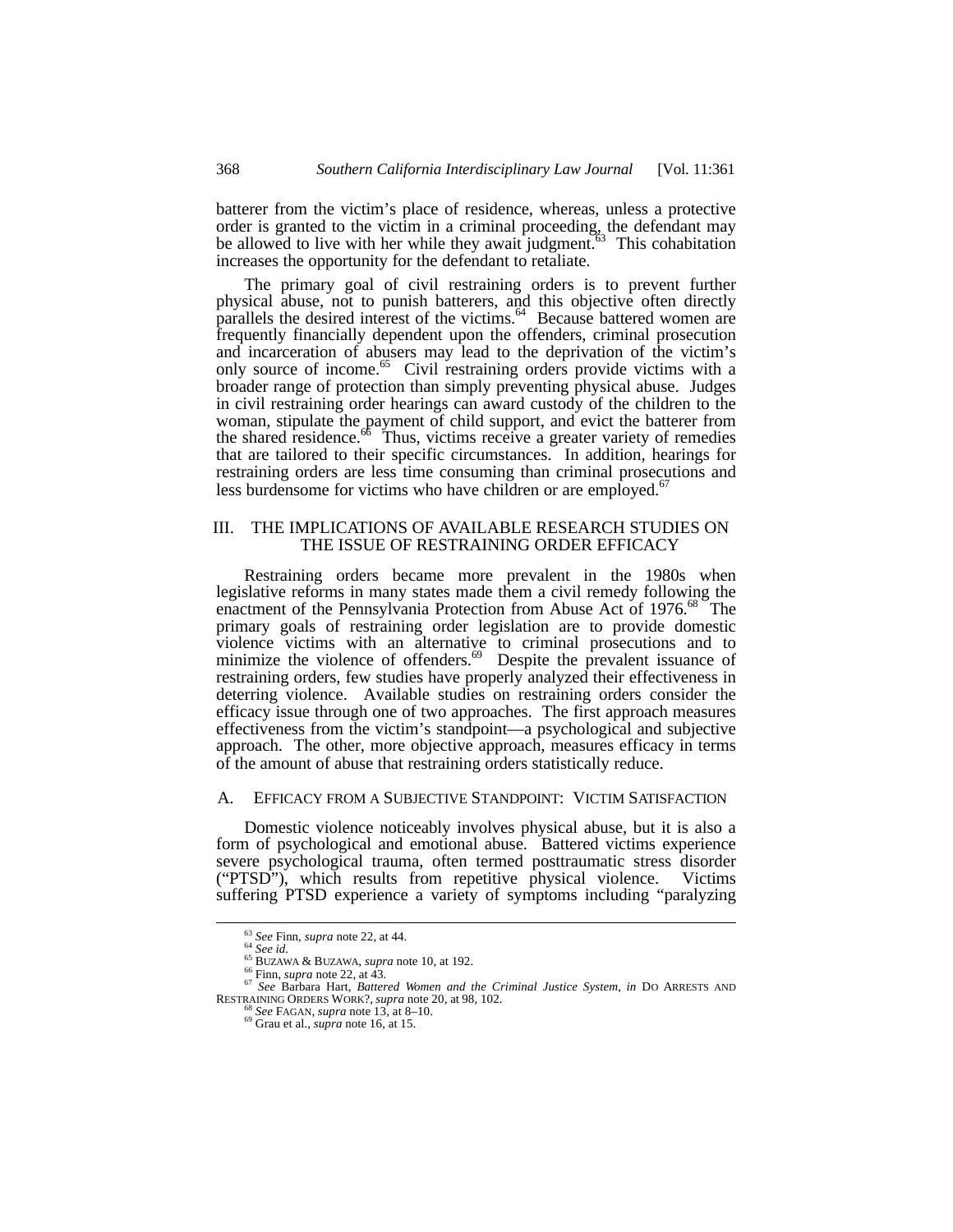batterer from the victim's place of residence, whereas, unless a protective order is granted to the victim in a criminal proceeding, the defendant may be allowed to live with her while they await judgment.[63] This cohabitation increases the opportunity for the defendant to retaliate.

The primary goal of civil restraining orders is to prevent further physical abuse, not to punish batterers, and this objective often directly parallels the desired interest of the victims.[64] Because battered women are frequently financially dependent upon the offenders, criminal prosecution and incarceration of abusers may lead to the deprivation of the victim's only source of income.[65] Civil restraining orders provide victims with a broader range of protection than simply preventing physical abuse. Judges in civil restraining order hearings can award custody of the children to the woman, stipulate the payment of child support, and evict the batterer from the shared residence.[66] Thus, victims receive a greater variety of remedies that are tailored to their specific circumstances. In addition, hearings for restraining orders are less time consuming than criminal prosecutions and less burdensome for victims who have children or are employed.[67]

## III. THE IMPLICATIONS OF AVAILABLE RESEARCH STUDIES ON THE ISSUE OF RESTRAINING ORDER EFFICACY

Restraining orders became more prevalent in the 1980s when legislative reforms in many states made them a civil remedy following the enactment of the Pennsylvania Protection from Abuse Act of 1976.[68] The primary goals of restraining order legislation are to provide domestic violence victims with an alternative to criminal prosecutions and to minimize the violence of offenders.[69] Despite the prevalent issuance of restraining orders, few studies have properly analyzed their effectiveness in deterring violence. Available studies on restraining orders consider the efficacy issue through one of two approaches. The first approach measures effectiveness from the victim's standpoint—a psychological and subjective approach. The other, more objective approach, measures efficacy in terms of the amount of abuse that restraining orders statistically reduce.

### A. EFFICACY FROM A SUBJECTIVE STANDPOINT: VICTIM SATISFACTION

Domestic violence noticeably involves physical abuse, but it is also a form of psychological and emotional abuse. Battered victims experience severe psychological trauma, often termed posttraumatic stress disorder ("PTSD"), which results from repetitive physical violence. Victims suffering PTSD experience a variety of symptoms including "paralyzing

---

[63] *See* Finn, *supra* note 22, at 44.

[64] *See id.*

[65] BUZAWA & BUZAWA, *supra* note 10, at 192.

[66] Finn, *supra* note 22, at 43.

[67] *See* Barbara Hart, *Battered Women and the Criminal Justice System*, *in* DO ARRESTS AND RESTRAINING ORDERS WORK?, *supra* note 20, at 98, 102.

[68] *See* FAGAN, *supra* note 13, at 8–10.

[69] Grau et al., *supra* note 16, at 15.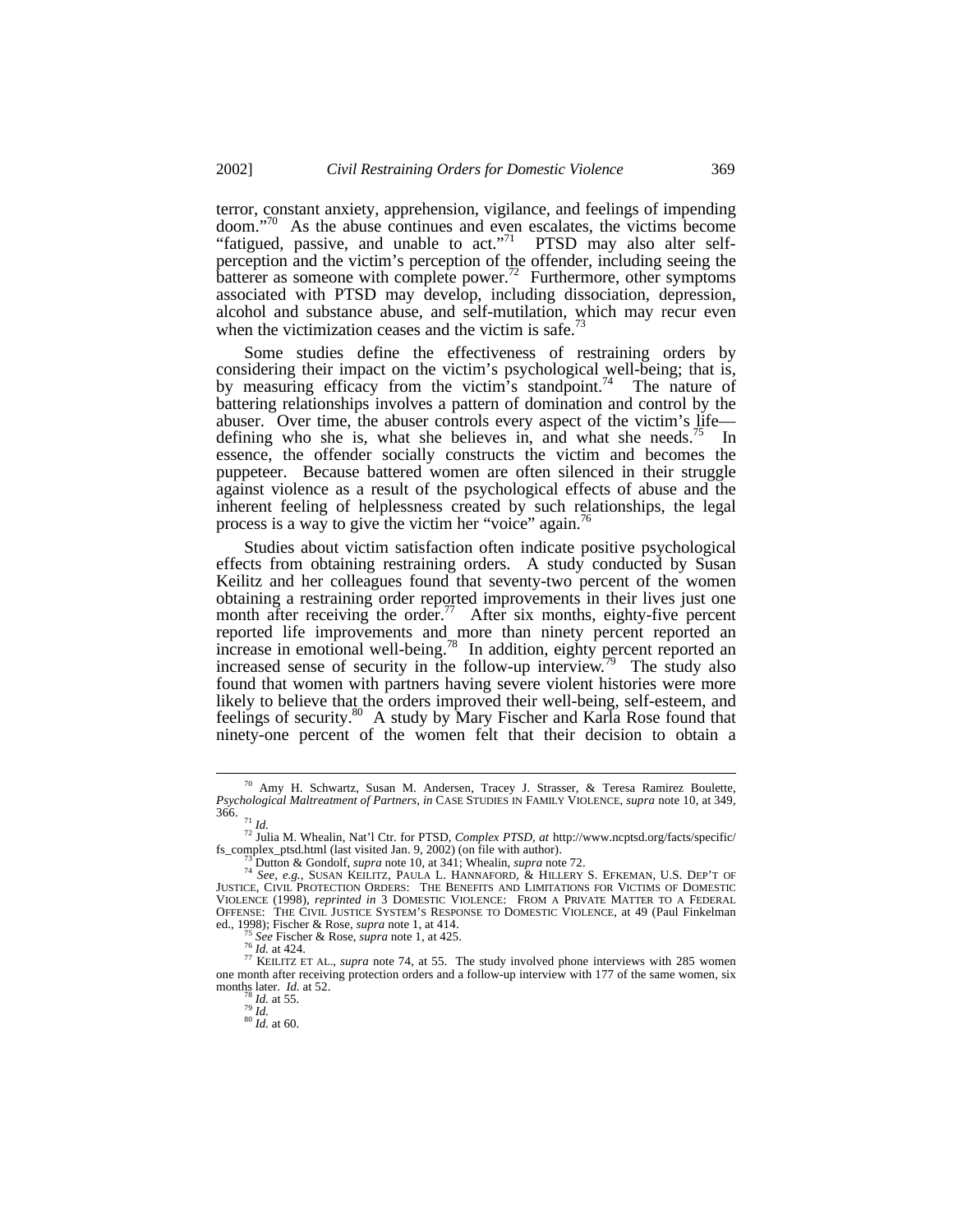terror, constant anxiety, apprehension, vigilance, and feelings of impending doom."[70] As the abuse continues and even escalates, the victims become "fatigued, passive, and unable to act."[71] PTSD may also alter self-perception and the victim's perception of the offender, including seeing the batterer as someone with complete power.[72] Furthermore, other symptoms associated with PTSD may develop, including dissociation, depression, alcohol and substance abuse, and self-mutilation, which may recur even when the victimization ceases and the victim is safe.[73]

Some studies define the effectiveness of restraining orders by considering their impact on the victim's psychological well-being; that is, by measuring efficacy from the victim's standpoint.[74] The nature of battering relationships involves a pattern of domination and control by the abuser. Over time, the abuser controls every aspect of the victim's life—defining who she is, what she believes in, and what she needs.[75] In essence, the offender socially constructs the victim and becomes the puppeteer. Because battered women are often silenced in their struggle against violence as a result of the psychological effects of abuse and the inherent feeling of helplessness created by such relationships, the legal process is a way to give the victim her "voice" again.[76]

Studies about victim satisfaction often indicate positive psychological effects from obtaining restraining orders. A study conducted by Susan Keilitz and her colleagues found that seventy-two percent of the women obtaining a restraining order reported improvements in their lives just one month after receiving the order.[77] After six months, eighty-five percent reported life improvements and more than ninety percent reported an increase in emotional well-being.[78] In addition, eighty percent reported an increased sense of security in the follow-up interview.[79] The study also found that women with partners having severe violent histories were more likely to believe that the orders improved their well-being, self-esteem, and feelings of security.[80] A study by Mary Fischer and Karla Rose found that ninety-one percent of the women felt that their decision to obtain a

---

[70] Amy H. Schwartz, Susan M. Andersen, Tracey J. Strasser, & Teresa Ramirez Boulette, *Psychological Maltreatment of Partners*, *in* CASE STUDIES IN FAMILY VIOLENCE, *supra* note 10, at 349, 366.

[71] *Id.*

[72] Julia M. Whealin, Nat'l Ctr. for PTSD, *Complex PTSD*, *at* http://www.ncptsd.org/facts/specific/fs_complex_ptsd.html (last visited Jan. 9, 2002) (on file with author).

[73] Dutton & Gondolf, *supra* note 10, at 341; Whealin, *supra* note 72.

[74] *See, e.g.*, SUSAN KEILITZ, PAULA L. HANNAFORD, & HILLERY S. EFKEMAN, U.S. DEP'T OF JUSTICE, CIVIL PROTECTION ORDERS: THE BENEFITS AND LIMITATIONS FOR VICTIMS OF DOMESTIC VIOLENCE (1998), *reprinted in* 3 DOMESTIC VIOLENCE: FROM A PRIVATE MATTER TO A FEDERAL OFFENSE: THE CIVIL JUSTICE SYSTEM'S RESPONSE TO DOMESTIC VIOLENCE, at 49 (Paul Finkelman ed., 1998); Fischer & Rose, *supra* note 1, at 414.

[75] *See* Fischer & Rose, *supra* note 1, at 425.

[76] *Id.* at 424.

[77] KEILITZ ET AL., *supra* note 74, at 55. The study involved phone interviews with 285 women one month after receiving protection orders and a follow-up interview with 177 of the same women, six months later. *Id.* at 52.

[78] *Id.* at 55.

[79] *Id.*

[80] *Id.* at 60.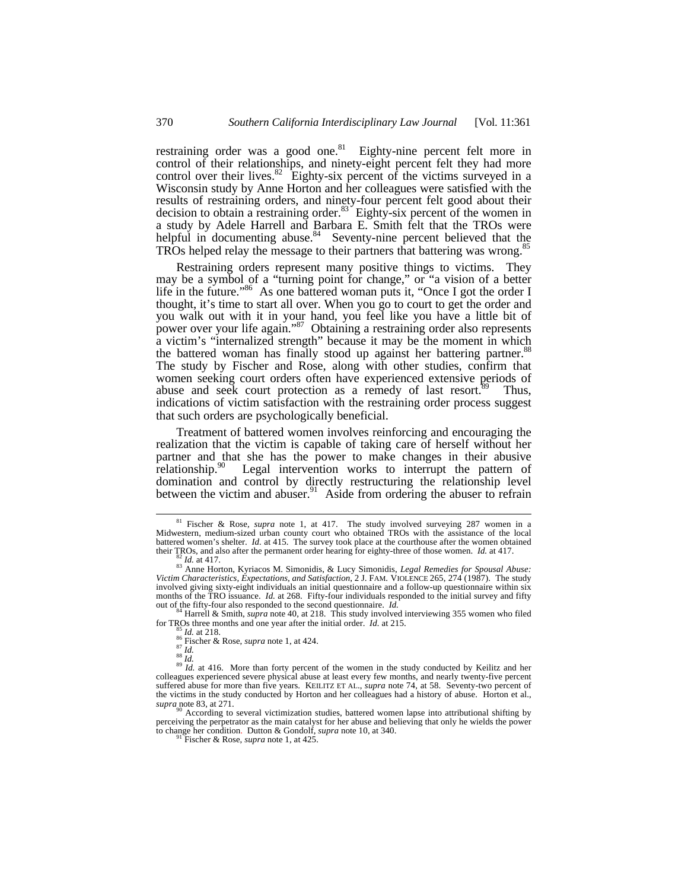restraining order was a good one.[81] Eighty-nine percent felt more in control of their relationships, and ninety-eight percent felt they had more control over their lives.[82] Eighty-six percent of the victims surveyed in a Wisconsin study by Anne Horton and her colleagues were satisfied with the results of restraining orders, and ninety-four percent felt good about their decision to obtain a restraining order.[83] Eighty-six percent of the women in a study by Adele Harrell and Barbara E. Smith felt that the TROs were helpful in documenting abuse.[84] Seventy-nine percent believed that the TROs helped relay the message to their partners that battering was wrong.[85]

Restraining orders represent many positive things to victims. They may be a symbol of a "turning point for change," or "a vision of a better life in the future."[86] As one battered woman puts it, "Once I got the order I thought, it's time to start all over. When you go to court to get the order and you walk out with it in your hand, you feel like you have a little bit of power over your life again."[87] Obtaining a restraining order also represents a victim's "internalized strength" because it may be the moment in which the battered woman has finally stood up against her battering partner.[88] The study by Fischer and Rose, along with other studies, confirm that women seeking court orders often have experienced extensive periods of abuse and seek court protection as a remedy of last resort.[89] Thus, indications of victim satisfaction with the restraining order process suggest that such orders are psychologically beneficial.

Treatment of battered women involves reinforcing and encouraging the realization that the victim is capable of taking care of herself without her partner and that she has the power to make changes in their abusive relationship.[90] Legal intervention works to interrupt the pattern of domination and control by directly restructuring the relationship level between the victim and abuser.[91] Aside from ordering the abuser to refrain

---

[81] Fischer & Rose, *supra* note 1, at 417. The study involved surveying 287 women in a Midwestern, medium-sized urban county court who obtained TROs with the assistance of the local battered women's shelter. *Id.* at 415. The survey took place at the courthouse after the women obtained their TROs, and also after the permanent order hearing for eighty-three of those women. *Id.* at 417.

[82] *Id.* at 417.

[83] Anne Horton, Kyriacos M. Simonidis, & Lucy Simonidis, *Legal Remedies for Spousal Abuse: Victim Characteristics, Expectations, and Satisfaction*, 2 J. FAM. VIOLENCE 265, 274 (1987). The study involved giving sixty-eight individuals an initial questionnaire and a follow-up questionnaire within six months of the TRO issuance. *Id.* at 268. Fifty-four individuals responded to the initial survey and fifty out of the fifty-four also responded to the second questionnaire. *Id.*

[84] Harrell & Smith, *supra* note 40, at 218. This study involved interviewing 355 women who filed for TROs three months and one year after the initial order. *Id.* at 215.

[85] *Id.* at 218.

[86] Fischer & Rose, *supra* note 1, at 424.

[87] *Id.*

[88] *Id.*

[89] *Id.* at 416. More than forty percent of the women in the study conducted by Keilitz and her colleagues experienced severe physical abuse at least every few months, and nearly twenty-five percent suffered abuse for more than five years. KEILITZ ET AL., *supra* note 74, at 58. Seventy-two percent of the victims in the study conducted by Horton and her colleagues had a history of abuse. Horton et al., *supra* note 83, at 271.

[90] According to several victimization studies, battered women lapse into attributional shifting by perceiving the perpetrator as the main catalyst for her abuse and believing that only he wields the power to change her condition. Dutton & Gondolf, *supra* note 10, at 340.

[91] Fischer & Rose, *supra* note 1, at 425.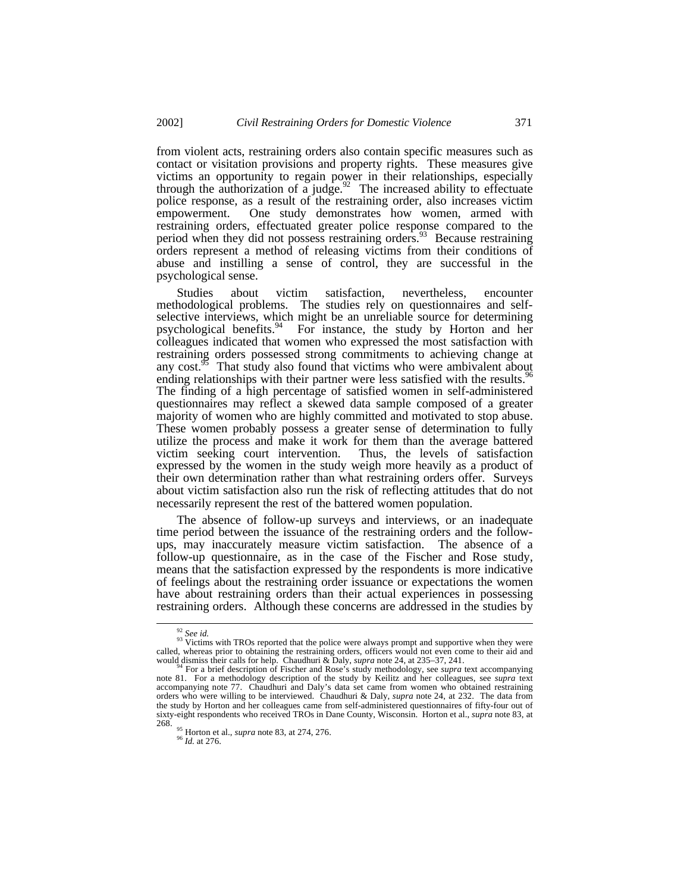from violent acts, restraining orders also contain specific measures such as contact or visitation provisions and property rights. These measures give victims an opportunity to regain power in their relationships, especially through the authorization of a judge.[92] The increased ability to effectuate police response, as a result of the restraining order, also increases victim empowerment. One study demonstrates how women, armed with restraining orders, effectuated greater police response compared to the period when they did not possess restraining orders.[93] Because restraining orders represent a method of releasing victims from their conditions of abuse and instilling a sense of control, they are successful in the psychological sense.

Studies about victim satisfaction, nevertheless, encounter methodological problems. The studies rely on questionnaires and self-selective interviews, which might be an unreliable source for determining psychological benefits.[94] For instance, the study by Horton and her colleagues indicated that women who expressed the most satisfaction with restraining orders possessed strong commitments to achieving change at any cost.[95] That study also found that victims who were ambivalent about ending relationships with their partner were less satisfied with the results.[96] The finding of a high percentage of satisfied women in self-administered questionnaires may reflect a skewed data sample composed of a greater majority of women who are highly committed and motivated to stop abuse. These women probably possess a greater sense of determination to fully utilize the process and make it work for them than the average battered victim seeking court intervention. Thus, the levels of satisfaction expressed by the women in the study weigh more heavily as a product of their own determination rather than what restraining orders offer. Surveys about victim satisfaction also run the risk of reflecting attitudes that do not necessarily represent the rest of the battered women population.

The absence of follow-up surveys and interviews, or an inadequate time period between the issuance of the restraining orders and the follow-ups, may inaccurately measure victim satisfaction. The absence of a follow-up questionnaire, as in the case of the Fischer and Rose study, means that the satisfaction expressed by the respondents is more indicative of feelings about the restraining order issuance or expectations the women have about restraining orders than their actual experiences in possessing restraining orders. Although these concerns are addressed in the studies by

---

[92] *See id.*

[93] Victims with TROs reported that the police were always prompt and supportive when they were called, whereas prior to obtaining the restraining orders, officers would not even come to their aid and would dismiss their calls for help. Chaudhuri & Daly, *supra* note 24, at 235–37, 241.

[94] For a brief description of Fischer and Rose's study methodology, see *supra* text accompanying note 81. For a methodology description of the study by Keilitz and her colleagues, see *supra* text accompanying note 77. Chaudhuri and Daly's data set came from women who obtained restraining orders who were willing to be interviewed. Chaudhuri & Daly, *supra* note 24, at 232. The data from the study by Horton and her colleagues came from self-administered questionnaires of fifty-four out of sixty-eight respondents who received TROs in Dane County, Wisconsin. Horton et al., *supra* note 83, at 268.

[95] Horton et al., *supra* note 83, at 274, 276.

[96] *Id.* at 276.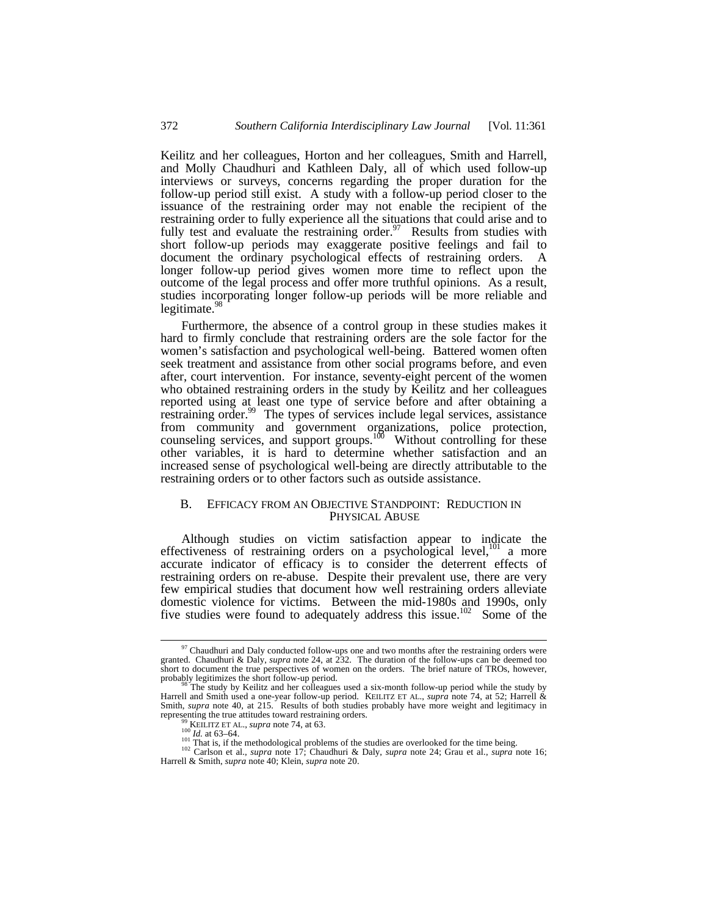Keilitz and her colleagues, Horton and her colleagues, Smith and Harrell, and Molly Chaudhuri and Kathleen Daly, all of which used follow-up interviews or surveys, concerns regarding the proper duration for the follow-up period still exist. A study with a follow-up period closer to the issuance of the restraining order may not enable the recipient of the restraining order to fully experience all the situations that could arise and to fully test and evaluate the restraining order.[97] Results from studies with short follow-up periods may exaggerate positive feelings and fail to document the ordinary psychological effects of restraining orders. A longer follow-up period gives women more time to reflect upon the outcome of the legal process and offer more truthful opinions. As a result, studies incorporating longer follow-up periods will be more reliable and legitimate.[98]

Furthermore, the absence of a control group in these studies makes it hard to firmly conclude that restraining orders are the sole factor for the women's satisfaction and psychological well-being. Battered women often seek treatment and assistance from other social programs before, and even after, court intervention. For instance, seventy-eight percent of the women who obtained restraining orders in the study by Keilitz and her colleagues reported using at least one type of service before and after obtaining a restraining order.[99] The types of services include legal services, assistance from community and government organizations, police protection, counseling services, and support groups.[100] Without controlling for these other variables, it is hard to determine whether satisfaction and an increased sense of psychological well-being are directly attributable to the restraining orders or to other factors such as outside assistance.

## B. EFFICACY FROM AN OBJECTIVE STANDPOINT: REDUCTION IN PHYSICAL ABUSE

Although studies on victim satisfaction appear to indicate the effectiveness of restraining orders on a psychological level,[101] a more accurate indicator of efficacy is to consider the deterrent effects of restraining orders on re-abuse. Despite their prevalent use, there are very few empirical studies that document how well restraining orders alleviate domestic violence for victims. Between the mid-1980s and 1990s, only five studies were found to adequately address this issue.[102] Some of the

---

[97] Chaudhuri and Daly conducted follow-ups one and two months after the restraining orders were granted. Chaudhuri & Daly, *supra* note 24, at 232. The duration of the follow-ups can be deemed too short to document the true perspectives of women on the orders. The brief nature of TROs, however, probably legitimizes the short follow-up period.

[98] The study by Keilitz and her colleagues used a six-month follow-up period while the study by Harrell and Smith used a one-year follow-up period. KEILITZ ET AL., *supra* note 74, at 52; Harrell & Smith, *supra* note 40, at 215. Results of both studies probably have more weight and legitimacy in representing the true attitudes toward restraining orders.

[99] KEILITZ ET AL., *supra* note 74, at 63.

[100] *Id.* at 63–64.

[101] That is, if the methodological problems of the studies are overlooked for the time being.

[102] Carlson et al., *supra* note 17; Chaudhuri & Daly, *supra* note 24; Grau et al., *supra* note 16; Harrell & Smith, *supra* note 40; Klein, *supra* note 20.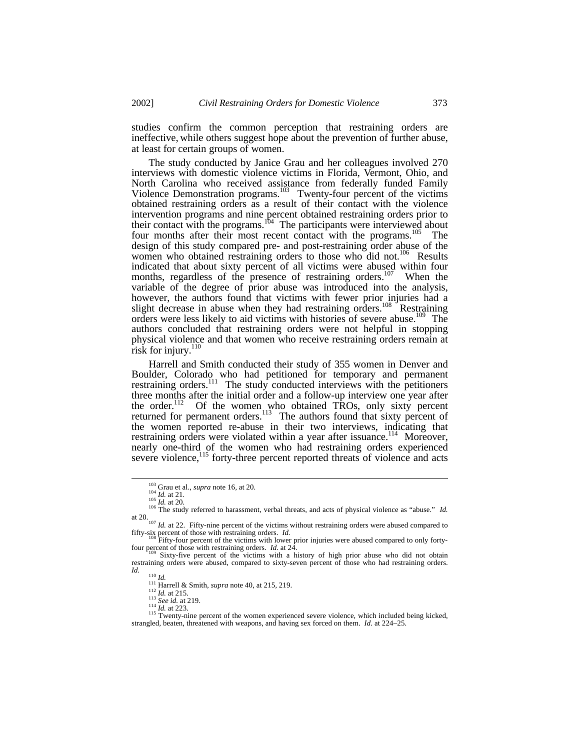studies confirm the common perception that restraining orders are ineffective, while others suggest hope about the prevention of further abuse, at least for certain groups of women.

The study conducted by Janice Grau and her colleagues involved 270 interviews with domestic violence victims in Florida, Vermont, Ohio, and North Carolina who received assistance from federally funded Family Violence Demonstration programs.[103] Twenty-four percent of the victims obtained restraining orders as a result of their contact with the violence intervention programs and nine percent obtained restraining orders prior to their contact with the programs.[104] The participants were interviewed about four months after their most recent contact with the programs.[105] The design of this study compared pre- and post-restraining order abuse of the women who obtained restraining orders to those who did not.[106] Results indicated that about sixty percent of all victims were abused within four months, regardless of the presence of restraining orders.[107] When the variable of the degree of prior abuse was introduced into the analysis, however, the authors found that victims with fewer prior injuries had a slight decrease in abuse when they had restraining orders.[108] Restraining orders were less likely to aid victims with histories of severe abuse.[109] The authors concluded that restraining orders were not helpful in stopping physical violence and that women who receive restraining orders remain at risk for injury.[110]

Harrell and Smith conducted their study of 355 women in Denver and Boulder, Colorado who had petitioned for temporary and permanent restraining orders.[111] The study conducted interviews with the petitioners three months after the initial order and a follow-up interview one year after the order.[112] Of the women who obtained TROs, only sixty percent returned for permanent orders.[113] The authors found that sixty percent of the women reported re-abuse in their two interviews, indicating that restraining orders were violated within a year after issuance.[114] Moreover, nearly one-third of the women who had restraining orders experienced severe violence,[115] forty-three percent reported threats of violence and acts

---

[103] Grau et al., *supra* note 16, at 20.

[104] *Id.* at 21.

[105] *Id.* at 20.

[106] The study referred to harassment, verbal threats, and acts of physical violence as "abuse." *Id.* at 20.

[107] *Id.* at 22. Fifty-nine percent of the victims without restraining orders were abused compared to fifty-six percent of those with restraining orders. *Id.*

[108] Fifty-four percent of the victims with lower prior injuries were abused compared to only forty-four percent of those with restraining orders. *Id.* at 24.

[109] Sixty-five percent of the victims with a history of high prior abuse who did not obtain restraining orders were abused, compared to sixty-seven percent of those who had restraining orders. *Id.*

[110] *Id.*

[111] Harrell & Smith, *supra* note 40, at 215, 219.

[112] *Id.* at 215.

[113] *See id.* at 219.

[114] *Id.* at 223.

[115] Twenty-nine percent of the women experienced severe violence, which included being kicked, strangled, beaten, threatened with weapons, and having sex forced on them. *Id.* at 224–25.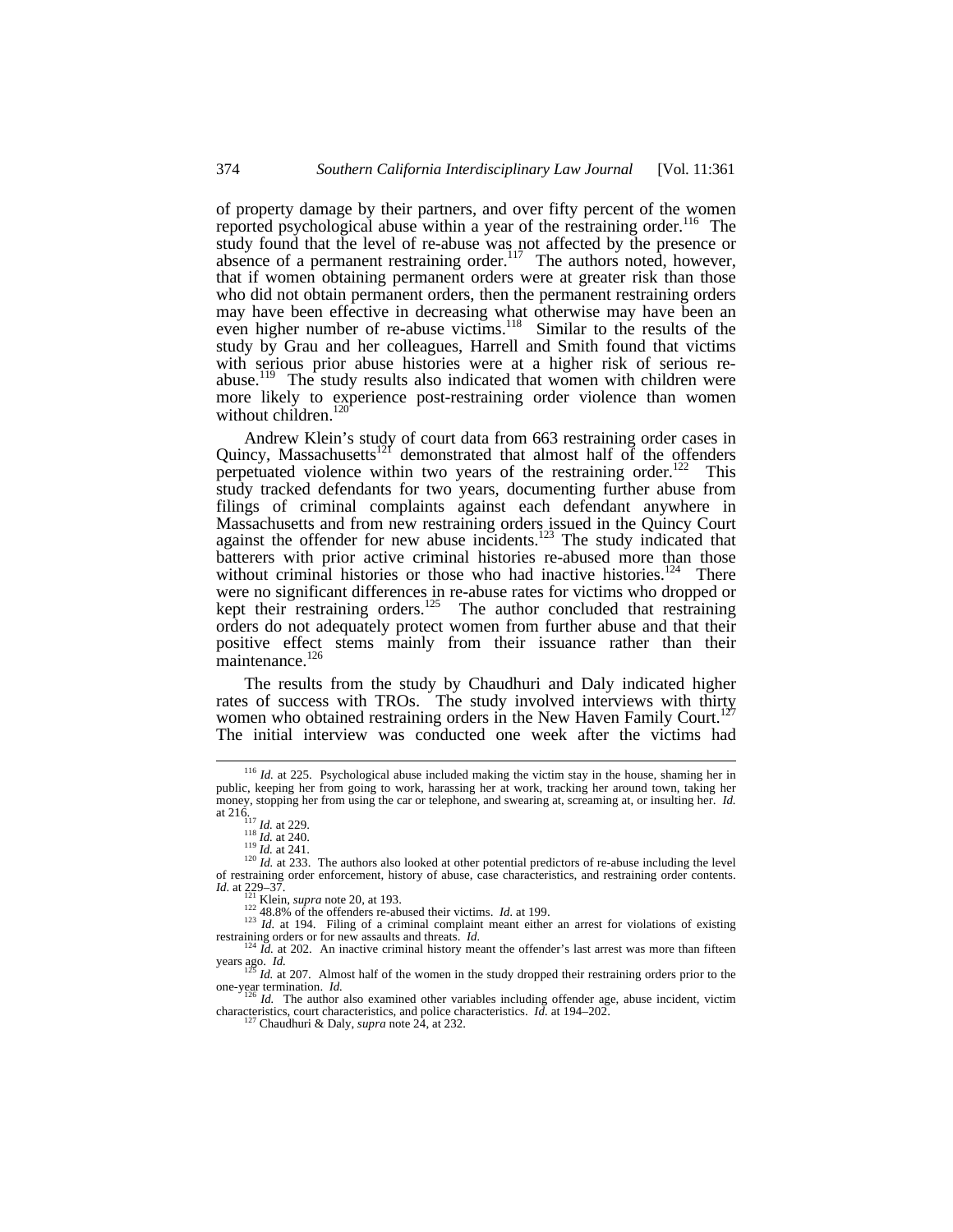of property damage by their partners, and over fifty percent of the women reported psychological abuse within a year of the restraining order.[116] The study found that the level of re-abuse was not affected by the presence or absence of a permanent restraining order.[117] The authors noted, however, that if women obtaining permanent orders were at greater risk than those who did not obtain permanent orders, then the permanent restraining orders may have been effective in decreasing what otherwise may have been an even higher number of re-abuse victims.[118] Similar to the results of the study by Grau and her colleagues, Harrell and Smith found that victims with serious prior abuse histories were at a higher risk of serious re-abuse.[119] The study results also indicated that women with children were more likely to experience post-restraining order violence than women without children.[120]

Andrew Klein's study of court data from 663 restraining order cases in Quincy, Massachusetts[121] demonstrated that almost half of the offenders perpetuated violence within two years of the restraining order.[122] This study tracked defendants for two years, documenting further abuse from filings of criminal complaints against each defendant anywhere in Massachusetts and from new restraining orders issued in the Quincy Court against the offender for new abuse incidents.[123] The study indicated that batterers with prior active criminal histories re-abused more than those without criminal histories or those who had inactive histories.[124] There were no significant differences in re-abuse rates for victims who dropped or kept their restraining orders.[125] The author concluded that restraining orders do not adequately protect women from further abuse and that their positive effect stems mainly from their issuance rather than their maintenance.[126]

The results from the study by Chaudhuri and Daly indicated higher rates of success with TROs. The study involved interviews with thirty women who obtained restraining orders in the New Haven Family Court.[127] The initial interview was conducted one week after the victims had

---

[116] *Id.* at 225. Psychological abuse included making the victim stay in the house, shaming her in public, keeping her from going to work, harassing her at work, tracking her around town, taking her money, stopping her from using the car or telephone, and swearing at, screaming at, or insulting her. *Id.* at 216.

[117] *Id.* at 229.

[118] *Id.* at 240.

[119] *Id.* at 241.

[120] *Id.* at 233. The authors also looked at other potential predictors of re-abuse including the level of restraining order enforcement, history of abuse, case characteristics, and restraining order contents. *Id.* at 229–37.

[121] Klein, *supra* note 20, at 193.

[122] 48.8% of the offenders re-abused their victims. *Id.* at 199.

[123] *Id.* at 194. Filing of a criminal complaint meant either an arrest for violations of existing restraining orders or for new assaults and threats. *Id.*

[124] *Id.* at 202. An inactive criminal history meant the offender's last arrest was more than fifteen years ago. *Id.*

[125] *Id.* at 207. Almost half of the women in the study dropped their restraining orders prior to the one-year termination. *Id.*

[126] *Id.* The author also examined other variables including offender age, abuse incident, victim characteristics, court characteristics, and police characteristics. *Id.* at 194–202.

[127] Chaudhuri & Daly, *supra* note 24, at 232.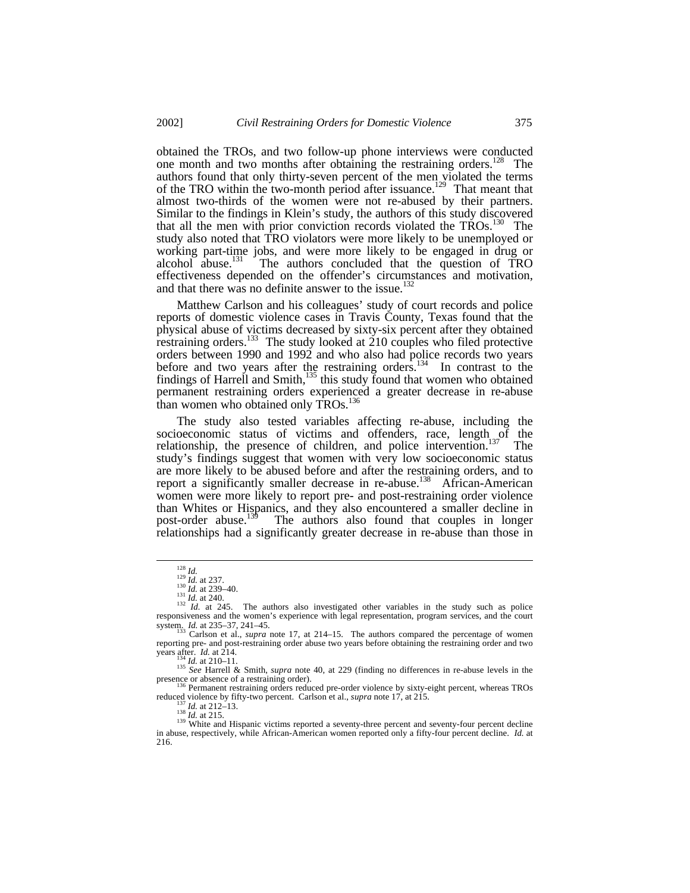obtained the TROs, and two follow-up phone interviews were conducted one month and two months after obtaining the restraining orders.[128] The authors found that only thirty-seven percent of the men violated the terms of the TRO within the two-month period after issuance.[129] That meant that almost two-thirds of the women were not re-abused by their partners. Similar to the findings in Klein's study, the authors of this study discovered that all the men with prior conviction records violated the TROs.[130] The study also noted that TRO violators were more likely to be unemployed or working part-time jobs, and were more likely to be engaged in drug or alcohol abuse.[131] The authors concluded that the question of TRO effectiveness depended on the offender's circumstances and motivation, and that there was no definite answer to the issue.[132]

Matthew Carlson and his colleagues' study of court records and police reports of domestic violence cases in Travis County, Texas found that the physical abuse of victims decreased by sixty-six percent after they obtained restraining orders.[133] The study looked at 210 couples who filed protective orders between 1990 and 1992 and who also had police records two years before and two years after the restraining orders.[134] In contrast to the findings of Harrell and Smith,[135] this study found that women who obtained permanent restraining orders experienced a greater decrease in re-abuse than women who obtained only TROs.[136]

The study also tested variables affecting re-abuse, including the socioeconomic status of victims and offenders, race, length of the relationship, the presence of children, and police intervention.[137] The study's findings suggest that women with very low socioeconomic status are more likely to be abused before and after the restraining orders, and to report a significantly smaller decrease in re-abuse.[138] African-American women were more likely to report pre- and post-restraining order violence than Whites or Hispanics, and they also encountered a smaller decline in post-order abuse.[139] The authors also found that couples in longer relationships had a significantly greater decrease in re-abuse than those in

---

[128] *Id.*

[129] *Id.* at 237.

[130] *Id.* at 239–40.

[131] *Id.* at 240.

[132] *Id.* at 245. The authors also investigated other variables in the study such as police responsiveness and the women's experience with legal representation, program services, and the court system. *Id.* at 235–37, 241–45.

[133] Carlson et al., *supra* note 17, at 214–15. The authors compared the percentage of women reporting pre- and post-restraining order abuse two years before obtaining the restraining order and two years after. *Id.* at 214.

[134] *Id.* at 210–11.

[135] *See* Harrell & Smith, *supra* note 40, at 229 (finding no differences in re-abuse levels in the presence or absence of a restraining order).

[136] Permanent restraining orders reduced pre-order violence by sixty-eight percent, whereas TROs reduced violence by fifty-two percent. Carlson et al., *supra* note 17, at 215.

[137] *Id.* at 212–13.

[138] *Id.* at 215.

[139] White and Hispanic victims reported a seventy-three percent and seventy-four percent decline in abuse, respectively, while African-American women reported only a fifty-four percent decline. *Id.* at 216.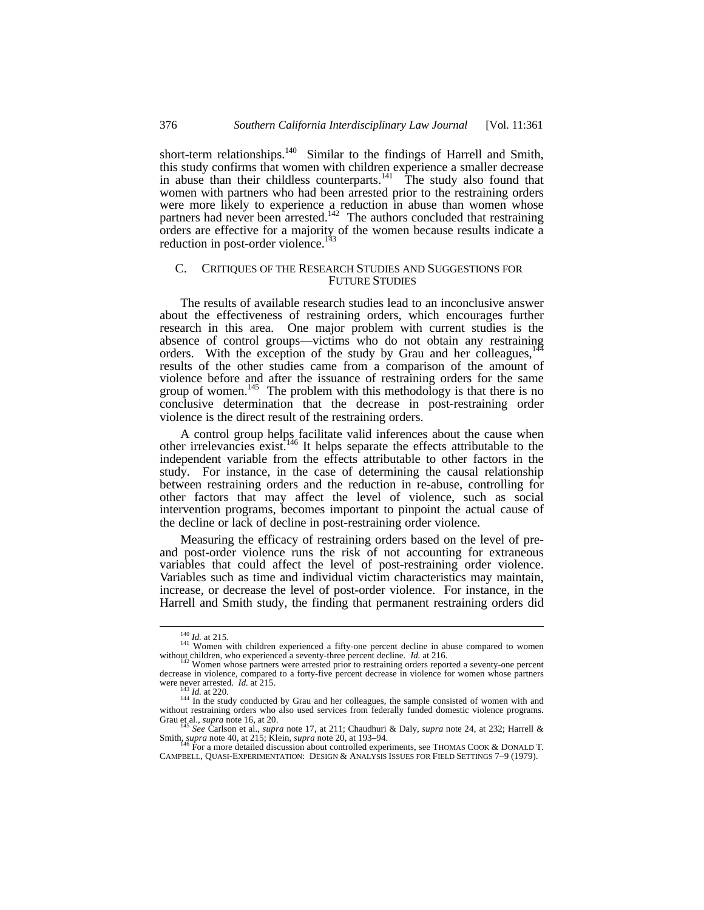short-term relationships.[140] Similar to the findings of Harrell and Smith, this study confirms that women with children experience a smaller decrease in abuse than their childless counterparts.[141] The study also found that women with partners who had been arrested prior to the restraining orders were more likely to experience a reduction in abuse than women whose partners had never been arrested.[142] The authors concluded that restraining orders are effective for a majority of the women because results indicate a reduction in post-order violence.[143]

### C. CRITIQUES OF THE RESEARCH STUDIES AND SUGGESTIONS FOR FUTURE STUDIES

The results of available research studies lead to an inconclusive answer about the effectiveness of restraining orders, which encourages further research in this area. One major problem with current studies is the absence of control groups—victims who do not obtain any restraining orders. With the exception of the study by Grau and her colleagues,[144] results of the other studies came from a comparison of the amount of violence before and after the issuance of restraining orders for the same group of women.[145] The problem with this methodology is that there is no conclusive determination that the decrease in post-restraining order violence is the direct result of the restraining orders.

A control group helps facilitate valid inferences about the cause when other irrelevancies exist.[146] It helps separate the effects attributable to the independent variable from the effects attributable to other factors in the study. For instance, in the case of determining the causal relationship between restraining orders and the reduction in re-abuse, controlling for other factors that may affect the level of violence, such as social intervention programs, becomes important to pinpoint the actual cause of the decline or lack of decline in post-restraining order violence.

Measuring the efficacy of restraining orders based on the level of pre- and post-order violence runs the risk of not accounting for extraneous variables that could affect the level of post-restraining order violence. Variables such as time and individual victim characteristics may maintain, increase, or decrease the level of post-order violence. For instance, in the Harrell and Smith study, the finding that permanent restraining orders did

---

[140] *Id.* at 215.

[141] Women with children experienced a fifty-one percent decline in abuse compared to women without children, who experienced a seventy-three percent decline. *Id.* at 216.

[142] Women whose partners were arrested prior to restraining orders reported a seventy-one percent decrease in violence, compared to a forty-five percent decrease in violence for women whose partners were never arrested. *Id.* at 215.

[143] *Id.* at 220.

[144] In the study conducted by Grau and her colleagues, the sample consisted of women with and without restraining orders who also used services from federally funded domestic violence programs. Grau et al., *supra* note 16, at 20.

[145] *See* Carlson et al., *supra* note 17, at 211; Chaudhuri & Daly, *supra* note 24, at 232; Harrell & Smith, *supra* note 40, at 215; Klein, *supra* note 20, at 193–94.

[146] For a more detailed discussion about controlled experiments, see THOMAS COOK & DONALD T. CAMPBELL, QUASI-EXPERIMENTATION: DESIGN & ANALYSIS ISSUES FOR FIELD SETTINGS 7–9 (1979).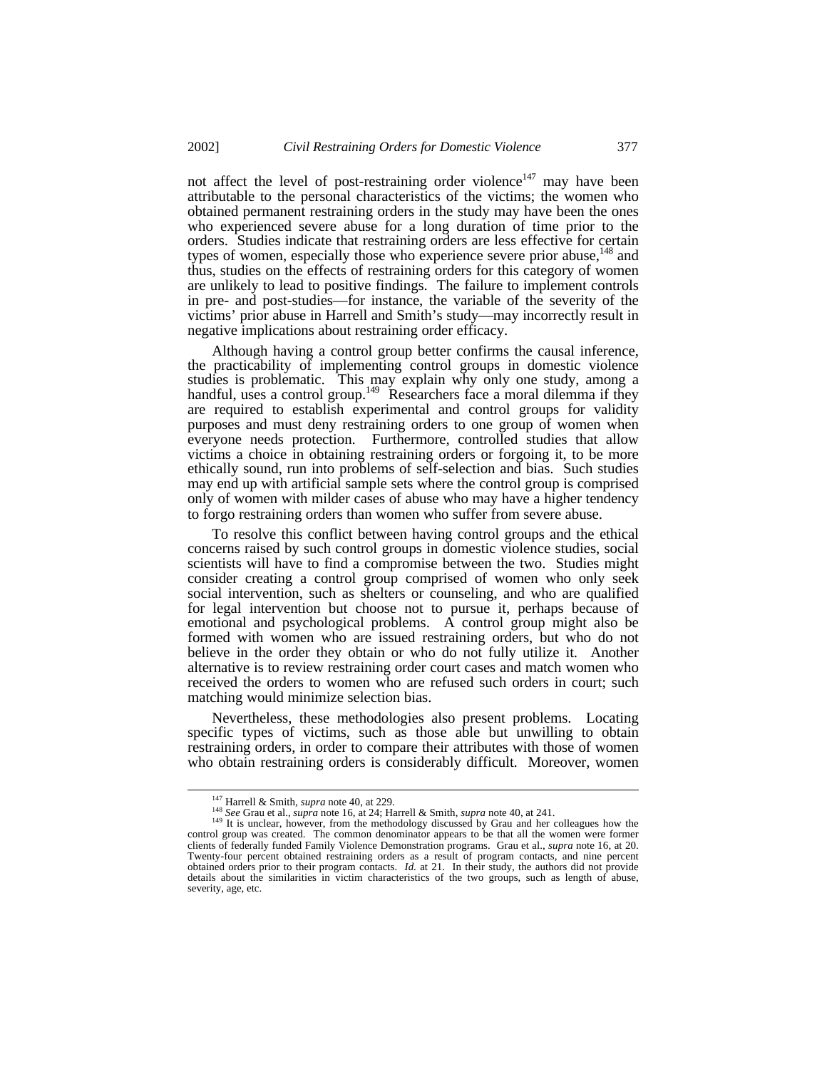not affect the level of post-restraining order violence[147] may have been attributable to the personal characteristics of the victims; the women who obtained permanent restraining orders in the study may have been the ones who experienced severe abuse for a long duration of time prior to the orders. Studies indicate that restraining orders are less effective for certain types of women, especially those who experience severe prior abuse,[148] and thus, studies on the effects of restraining orders for this category of women are unlikely to lead to positive findings. The failure to implement controls in pre- and post-studies—for instance, the variable of the severity of the victims' prior abuse in Harrell and Smith's study—may incorrectly result in negative implications about restraining order efficacy.

Although having a control group better confirms the causal inference, the practicability of implementing control groups in domestic violence studies is problematic. This may explain why only one study, among a handful, uses a control group.[149] Researchers face a moral dilemma if they are required to establish experimental and control groups for validity purposes and must deny restraining orders to one group of women when everyone needs protection. Furthermore, controlled studies that allow victims a choice in obtaining restraining orders or forgoing it, to be more ethically sound, run into problems of self-selection and bias. Such studies may end up with artificial sample sets where the control group is comprised only of women with milder cases of abuse who may have a higher tendency to forgo restraining orders than women who suffer from severe abuse.

To resolve this conflict between having control groups and the ethical concerns raised by such control groups in domestic violence studies, social scientists will have to find a compromise between the two. Studies might consider creating a control group comprised of women who only seek social intervention, such as shelters or counseling, and who are qualified for legal intervention but choose not to pursue it, perhaps because of emotional and psychological problems. A control group might also be formed with women who are issued restraining orders, but who do not believe in the order they obtain or who do not fully utilize it. Another alternative is to review restraining order court cases and match women who received the orders to women who are refused such orders in court; such matching would minimize selection bias.

Nevertheless, these methodologies also present problems. Locating specific types of victims, such as those able but unwilling to obtain restraining orders, in order to compare their attributes with those of women who obtain restraining orders is considerably difficult. Moreover, women

---

[147] Harrell & Smith, *supra* note 40, at 229.

[148] *See* Grau et al., *supra* note 16, at 24; Harrell & Smith, *supra* note 40, at 241.

[149] It is unclear, however, from the methodology discussed by Grau and her colleagues how the control group was created. The common denominator appears to be that all the women were former clients of federally funded Family Violence Demonstration programs. Grau et al., *supra* note 16, at 20. Twenty-four percent obtained restraining orders as a result of program contacts, and nine percent obtained orders prior to their program contacts. *Id.* at 21. In their study, the authors did not provide details about the similarities in victim characteristics of the two groups, such as length of abuse, severity, age, etc.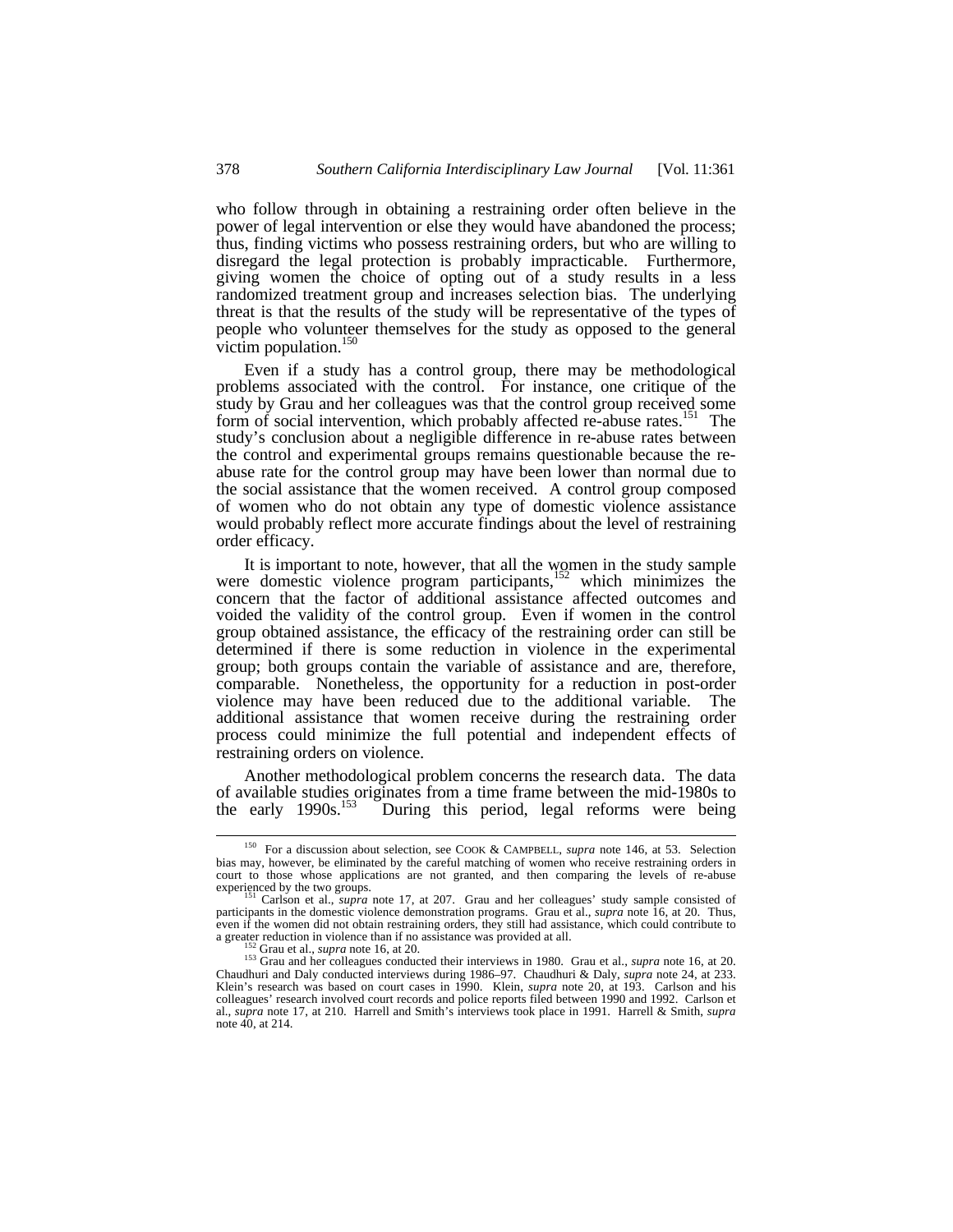who follow through in obtaining a restraining order often believe in the power of legal intervention or else they would have abandoned the process; thus, finding victims who possess restraining orders, but who are willing to disregard the legal protection is probably impracticable. Furthermore, giving women the choice of opting out of a study results in a less randomized treatment group and increases selection bias. The underlying threat is that the results of the study will be representative of the types of people who volunteer themselves for the study as opposed to the general victim population.[150]

Even if a study has a control group, there may be methodological problems associated with the control. For instance, one critique of the study by Grau and her colleagues was that the control group received some form of social intervention, which probably affected re-abuse rates.[151] The study's conclusion about a negligible difference in re-abuse rates between the control and experimental groups remains questionable because the re-abuse rate for the control group may have been lower than normal due to the social assistance that the women received. A control group composed of women who do not obtain any type of domestic violence assistance would probably reflect more accurate findings about the level of restraining order efficacy.

It is important to note, however, that all the women in the study sample were domestic violence program participants,[152] which minimizes the concern that the factor of additional assistance affected outcomes and voided the validity of the control group. Even if women in the control group obtained assistance, the efficacy of the restraining order can still be determined if there is some reduction in violence in the experimental group; both groups contain the variable of assistance and are, therefore, comparable. Nonetheless, the opportunity for a reduction in post-order violence may have been reduced due to the additional variable. The additional assistance that women receive during the restraining order process could minimize the full potential and independent effects of restraining orders on violence.

Another methodological problem concerns the research data. The data of available studies originates from a time frame between the mid-1980s to the early 1990s.[153] During this period, legal reforms were being

---

[150] For a discussion about selection, see COOK & CAMPBELL, *supra* note 146, at 53. Selection bias may, however, be eliminated by the careful matching of women who receive restraining orders in court to those whose applications are not granted, and then comparing the levels of re-abuse experienced by the two groups.

[151] Carlson et al., *supra* note 17, at 207. Grau and her colleagues' study sample consisted of participants in the domestic violence demonstration programs. Grau et al., *supra* note 16, at 20. Thus, even if the women did not obtain restraining orders, they still had assistance, which could contribute to a greater reduction in violence than if no assistance was provided at all.

[152] Grau et al., *supra* note 16, at 20.

[153] Grau and her colleagues conducted their interviews in 1980. Grau et al., *supra* note 16, at 20. Chaudhuri and Daly conducted interviews during 1986–97. Chaudhuri & Daly, *supra* note 24, at 233. Klein's research was based on court cases in 1990. Klein, *supra* note 20, at 193. Carlson and his colleagues' research involved court records and police reports filed between 1990 and 1992. Carlson et al., *supra* note 17, at 210. Harrell and Smith's interviews took place in 1991. Harrell & Smith, *supra* note 40, at 214.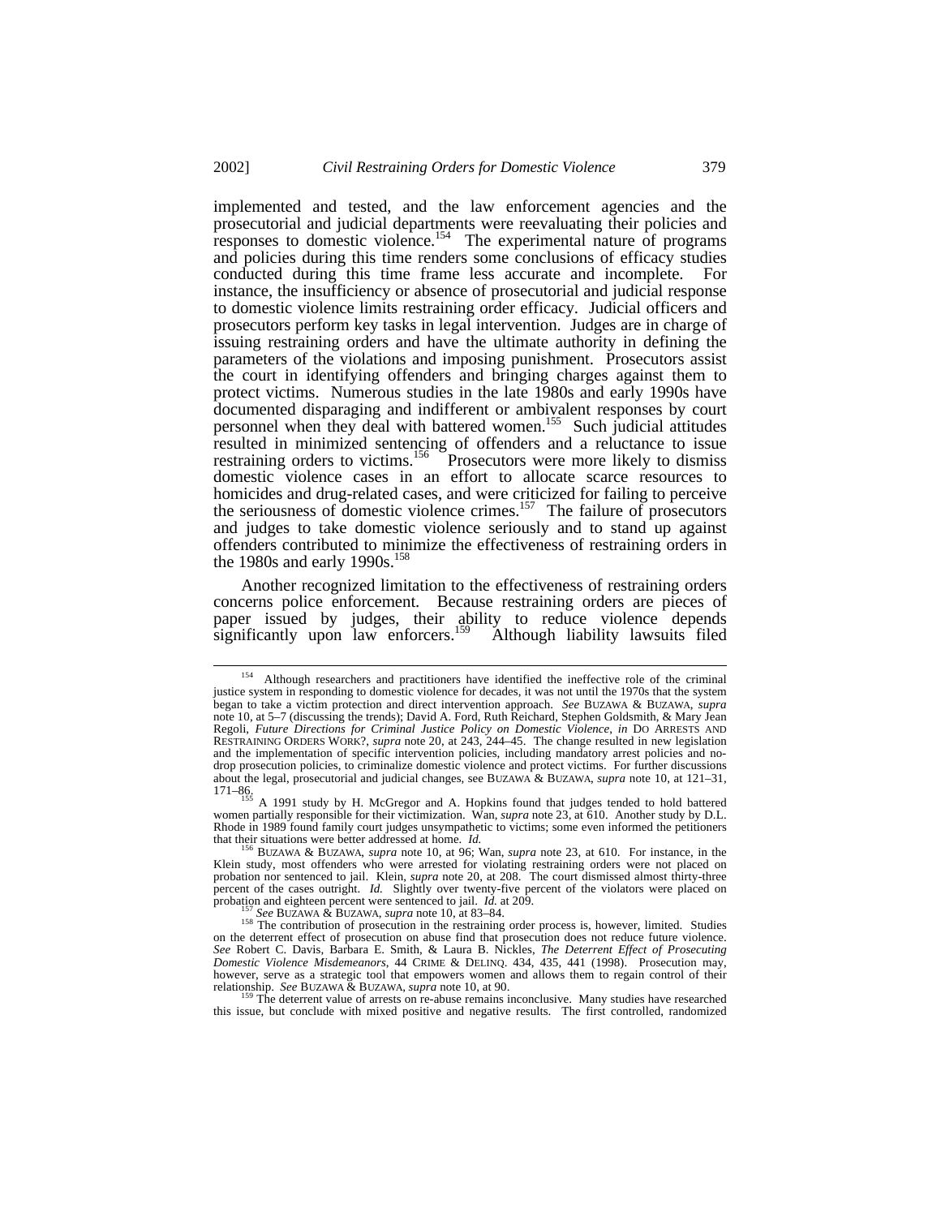implemented and tested, and the law enforcement agencies and the prosecutorial and judicial departments were reevaluating their policies and responses to domestic violence.[154] The experimental nature of programs and policies during this time renders some conclusions of efficacy studies conducted during this time frame less accurate and incomplete. For instance, the insufficiency or absence of prosecutorial and judicial response to domestic violence limits restraining order efficacy. Judicial officers and prosecutors perform key tasks in legal intervention. Judges are in charge of issuing restraining orders and have the ultimate authority in defining the parameters of the violations and imposing punishment. Prosecutors assist the court in identifying offenders and bringing charges against them to protect victims. Numerous studies in the late 1980s and early 1990s have documented disparaging and indifferent or ambivalent responses by court personnel when they deal with battered women.[155] Such judicial attitudes resulted in minimized sentencing of offenders and a reluctance to issue restraining orders to victims.[156] Prosecutors were more likely to dismiss domestic violence cases in an effort to allocate scarce resources to homicides and drug-related cases, and were criticized for failing to perceive the seriousness of domestic violence crimes.[157] The failure of prosecutors and judges to take domestic violence seriously and to stand up against offenders contributed to minimize the effectiveness of restraining orders in the 1980s and early 1990s.[158]

Another recognized limitation to the effectiveness of restraining orders concerns police enforcement. Because restraining orders are pieces of paper issued by judges, their ability to reduce violence depends significantly upon law enforcers.[159] Although liability lawsuits filed

---

[154] Although researchers and practitioners have identified the ineffective role of the criminal justice system in responding to domestic violence for decades, it was not until the 1970s that the system began to take a victim protection and direct intervention approach. *See* BUZAWA & BUZAWA, *supra* note 10, at 5–7 (discussing the trends); David A. Ford, Ruth Reichard, Stephen Goldsmith, & Mary Jean Regoli, *Future Directions for Criminal Justice Policy on Domestic Violence*, *in* DO ARRESTS AND RESTRAINING ORDERS WORK?, *supra* note 20, at 243, 244–45. The change resulted in new legislation and the implementation of specific intervention policies, including mandatory arrest policies and no-drop prosecution policies, to criminalize domestic violence and protect victims. For further discussions about the legal, prosecutorial and judicial changes, see BUZAWA & BUZAWA, *supra* note 10, at 121–31, 171–86.

[155] A 1991 study by H. McGregor and A. Hopkins found that judges tended to hold battered women partially responsible for their victimization. Wan, *supra* note 23, at 610. Another study by D.L. Rhode in 1989 found family court judges unsympathetic to victims; some even informed the petitioners that their situations were better addressed at home. *Id.*

[156] BUZAWA & BUZAWA, *supra* note 10, at 96; Wan, *supra* note 23, at 610. For instance, in the Klein study, most offenders who were arrested for violating restraining orders were not placed on probation nor sentenced to jail. Klein, *supra* note 20, at 208. The court dismissed almost thirty-three percent of the cases outright. *Id.* Slightly over twenty-five percent of the violators were placed on probation and eighteen percent were sentenced to jail. *Id.* at 209.

[157] *See* BUZAWA & BUZAWA, *supra* note 10, at 83–84.

[158] The contribution of prosecution in the restraining order process is, however, limited. Studies on the deterrent effect of prosecution on abuse find that prosecution does not reduce future violence. *See* Robert C. Davis, Barbara E. Smith, & Laura B. Nickles, *The Deterrent Effect of Prosecuting Domestic Violence Misdemeanors*, 44 CRIME & DELINQ. 434, 435, 441 (1998). Prosecution may, however, serve as a strategic tool that empowers women and allows them to regain control of their relationship. *See* BUZAWA & BUZAWA, *supra* note 10, at 90.

[159] The deterrent value of arrests on re-abuse remains inconclusive. Many studies have researched this issue, but conclude with mixed positive and negative results. The first controlled, randomized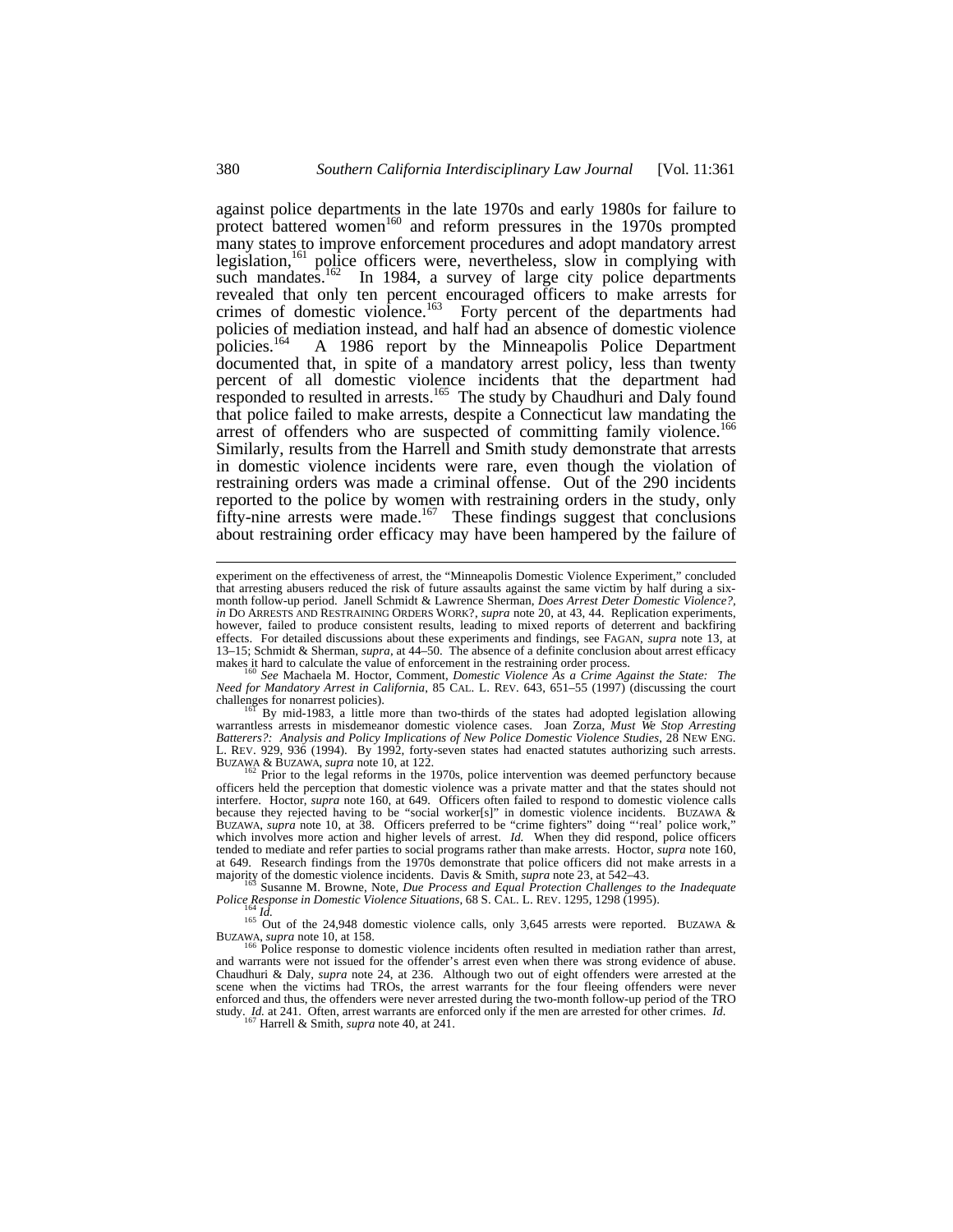against police departments in the late 1970s and early 1980s for failure to protect battered women[160] and reform pressures in the 1970s prompted many states to improve enforcement procedures and adopt mandatory arrest legislation,[161] police officers were, nevertheless, slow in complying with such mandates.[162] In 1984, a survey of large city police departments revealed that only ten percent encouraged officers to make arrests for crimes of domestic violence.[163] Forty percent of the departments had policies of mediation instead, and half had an absence of domestic violence policies.[164] A 1986 report by the Minneapolis Police Department documented that, in spite of a mandatory arrest policy, less than twenty percent of all domestic violence incidents that the department had responded to resulted in arrests.[165] The study by Chaudhuri and Daly found that police failed to make arrests, despite a Connecticut law mandating the arrest of offenders who are suspected of committing family violence.[166] Similarly, results from the Harrell and Smith study demonstrate that arrests in domestic violence incidents were rare, even though the violation of restraining orders was made a criminal offense. Out of the 290 incidents reported to the police by women with restraining orders in the study, only fifty-nine arrests were made.[167] These findings suggest that conclusions about restraining order efficacy may have been hampered by the failure of

---

experiment on the effectiveness of arrest, the "Minneapolis Domestic Violence Experiment," concluded that arresting abusers reduced the risk of future assaults against the same victim by half during a six-month follow-up period. Janell Schmidt & Lawrence Sherman, *Does Arrest Deter Domestic Violence?*, *in* DO ARRESTS AND RESTRAINING ORDERS WORK?, *supra* note 20, at 43, 44. Replication experiments, however, failed to produce consistent results, leading to mixed reports of deterrent and backfiring effects. For detailed discussions about these experiments and findings, see FAGAN, *supra* note 13, at 13–15; Schmidt & Sherman, *supra*, at 44–50. The absence of a definite conclusion about arrest efficacy makes it hard to calculate the value of enforcement in the restraining order process.

[160] *See* Machaela M. Hoctor, Comment, *Domestic Violence As a Crime Against the State: The Need for Mandatory Arrest in California*, 85 CAL. L. REV. 643, 651–55 (1997) (discussing the court challenges for nonarrest policies).

[161] By mid-1983, a little more than two-thirds of the states had adopted legislation allowing warrantless arrests in misdemeanor domestic violence cases. Joan Zorza, *Must We Stop Arresting Batterers?: Analysis and Policy Implications of New Police Domestic Violence Studies*, 28 NEW ENG. L. REV. 929, 936 (1994). By 1992, forty-seven states had enacted statutes authorizing such arrests. BUZAWA & BUZAWA, *supra* note 10, at 122.

[162] Prior to the legal reforms in the 1970s, police intervention was deemed perfunctory because officers held the perception that domestic violence was a private matter and that the states should not interfere. Hoctor, *supra* note 160, at 649. Officers often failed to respond to domestic violence calls because they rejected having to be "social worker[s]" in domestic violence incidents. BUZAWA & BUZAWA, *supra* note 10, at 38. Officers preferred to be "crime fighters" doing "'real' police work," which involves more action and higher levels of arrest. *Id.* When they did respond, police officers tended to mediate and refer parties to social programs rather than make arrests. Hoctor, *supra* note 160, at 649. Research findings from the 1970s demonstrate that police officers did not make arrests in a majority of the domestic violence incidents. Davis & Smith, *supra* note 23, at 542–43.

[163] Susanne M. Browne, Note, *Due Process and Equal Protection Challenges to the Inadequate Police Response in Domestic Violence Situations*, 68 S. CAL. L. REV. 1295, 1298 (1995).

[164] *Id.*

[165] Out of the 24,948 domestic violence calls, only 3,645 arrests were reported. BUZAWA & BUZAWA, *supra* note 10, at 158.

[166] Police response to domestic violence incidents often resulted in mediation rather than arrest, and warrants were not issued for the offender's arrest even when there was strong evidence of abuse. Chaudhuri & Daly, *supra* note 24, at 236. Although two out of eight offenders were arrested at the scene when the victims had TROs, the arrest warrants for the four fleeing offenders were never enforced and thus, the offenders were never arrested during the two-month follow-up period of the TRO study. *Id.* at 241. Often, arrest warrants are enforced only if the men are arrested for other crimes. *Id.*

[167] Harrell & Smith, *supra* note 40, at 241.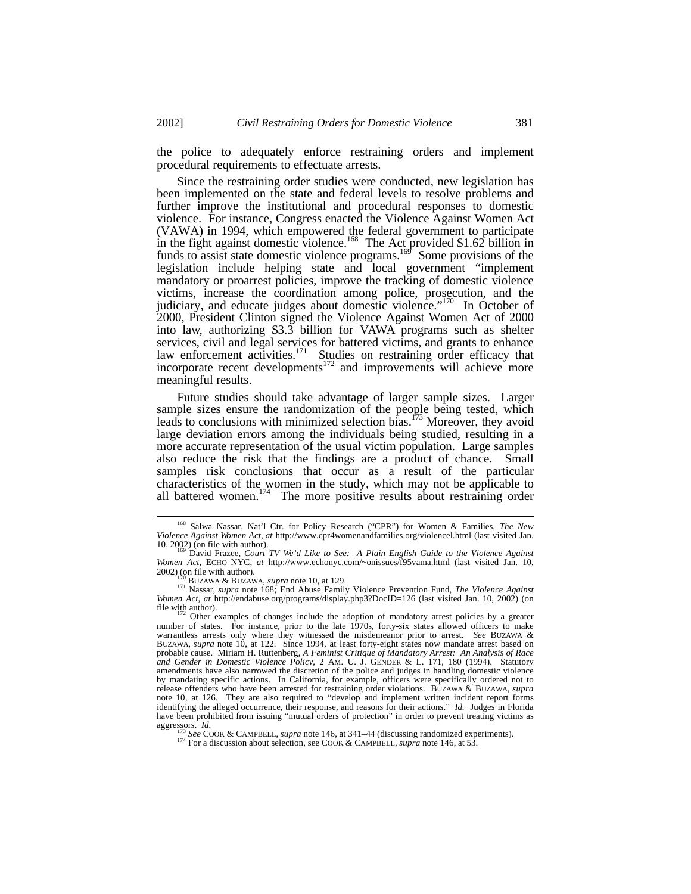the police to adequately enforce restraining orders and implement procedural requirements to effectuate arrests.

Since the restraining order studies were conducted, new legislation has been implemented on the state and federal levels to resolve problems and further improve the institutional and procedural responses to domestic violence. For instance, Congress enacted the Violence Against Women Act (VAWA) in 1994, which empowered the federal government to participate in the fight against domestic violence.[168] The Act provided $1.62 billion in funds to assist state domestic violence programs.[169] Some provisions of the legislation include helping state and local government "implement mandatory or proarrest policies, improve the tracking of domestic violence victims, increase the coordination among police, prosecution, and the judiciary, and educate judges about domestic violence."[170] In October of 2000, President Clinton signed the Violence Against Women Act of 2000 into law, authorizing $3.3 billion for VAWA programs such as shelter services, civil and legal services for battered victims, and grants to enhance law enforcement activities.[171] Studies on restraining order efficacy that incorporate recent developments[172] and improvements will achieve more meaningful results.

Future studies should take advantage of larger sample sizes. Larger sample sizes ensure the randomization of the people being tested, which leads to conclusions with minimized selection bias.[173] Moreover, they avoid large deviation errors among the individuals being studied, resulting in a more accurate representation of the usual victim population. Large samples also reduce the risk that the findings are a product of chance. Small samples risk conclusions that occur as a result of the particular characteristics of the women in the study, which may not be applicable to all battered women.[174] The more positive results about restraining order

---

[168] Salwa Nassar, Nat'l Ctr. for Policy Research ("CPR") for Women & Families, *The New Violence Against Women Act*, *at* http://www.cpr4womenandfamilies.org/violencel.html (last visited Jan. 10, 2002) (on file with author).

[169] David Frazee, *Court TV We'd Like to See: A Plain English Guide to the Violence Against Women Act*, ECHO NYC, *at* http://www.echonyc.com/~onissues/f95vama.html (last visited Jan. 10, 2002) (on file with author).

[170] BUZAWA & BUZAWA, *supra* note 10, at 129.

[171] Nassar, *supra* note 168; End Abuse Family Violence Prevention Fund, *The Violence Against Women Act*, *at* http://endabuse.org/programs/display.php3?DocID=126 (last visited Jan. 10, 2002) (on file with author).

[172] Other examples of changes include the adoption of mandatory arrest policies by a greater number of states. For instance, prior to the late 1970s, forty-six states allowed officers to make warrantless arrests only where they witnessed the misdemeanor prior to arrest. *See* BUZAWA & BUZAWA, *supra* note 10, at 122. Since 1994, at least forty-eight states now mandate arrest based on probable cause. Miriam H. Ruttenberg, *A Feminist Critique of Mandatory Arrest: An Analysis of Race and Gender in Domestic Violence Policy*, 2 AM. U. J. GENDER & L. 171, 180 (1994). Statutory amendments have also narrowed the discretion of the police and judges in handling domestic violence by mandating specific actions. In California, for example, officers were specifically ordered not to release offenders who have been arrested for restraining order violations. BUZAWA & BUZAWA, *supra* note 10, at 126. They are also required to "develop and implement written incident report forms identifying the alleged occurrence, their response, and reasons for their actions." *Id.* Judges in Florida have been prohibited from issuing "mutual orders of protection" in order to prevent treating victims as aggressors. *Id.*

[173] *See* COOK & CAMPBELL, *supra* note 146, at 341–44 (discussing randomized experiments).

[174] For a discussion about selection, see COOK & CAMPBELL, *supra* note 146, at 53.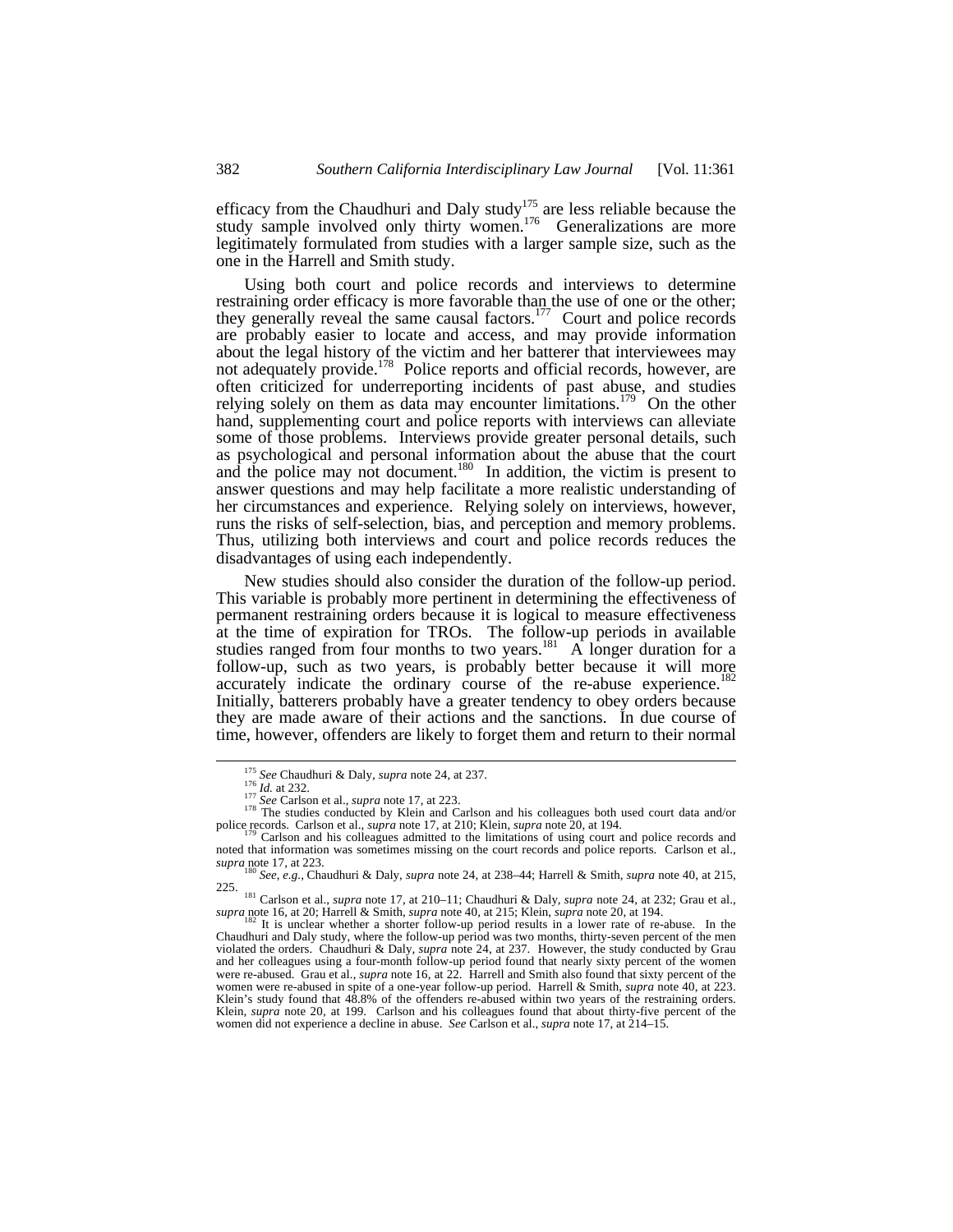efficacy from the Chaudhuri and Daly study[175] are less reliable because the study sample involved only thirty women.[176] Generalizations are more legitimately formulated from studies with a larger sample size, such as the one in the Harrell and Smith study.

Using both court and police records and interviews to determine restraining order efficacy is more favorable than the use of one or the other; they generally reveal the same causal factors.[177] Court and police records are probably easier to locate and access, and may provide information about the legal history of the victim and her batterer that interviewees may not adequately provide.[178] Police reports and official records, however, are often criticized for underreporting incidents of past abuse, and studies relying solely on them as data may encounter limitations.[179] On the other hand, supplementing court and police reports with interviews can alleviate some of those problems. Interviews provide greater personal details, such as psychological and personal information about the abuse that the court and the police may not document.[180] In addition, the victim is present to answer questions and may help facilitate a more realistic understanding of her circumstances and experience. Relying solely on interviews, however, runs the risks of self-selection, bias, and perception and memory problems. Thus, utilizing both interviews and court and police records reduces the disadvantages of using each independently.

New studies should also consider the duration of the follow-up period. This variable is probably more pertinent in determining the effectiveness of permanent restraining orders because it is logical to measure effectiveness at the time of expiration for TROs. The follow-up periods in available studies ranged from four months to two years.[181] A longer duration for a follow-up, such as two years, is probably better because it will more accurately indicate the ordinary course of the re-abuse experience.[182] Initially, batterers probably have a greater tendency to obey orders because they are made aware of their actions and the sanctions. In due course of time, however, offenders are likely to forget them and return to their normal

---

[175] *See* Chaudhuri & Daly, *supra* note 24, at 237.

[176] *Id.* at 232.

[177] *See* Carlson et al., *supra* note 17, at 223.

[178] The studies conducted by Klein and Carlson and his colleagues both used court data and/or police records. Carlson et al., *supra* note 17, at 210; Klein, *supra* note 20, at 194.

[179] Carlson and his colleagues admitted to the limitations of using court and police records and noted that information was sometimes missing on the court records and police reports. Carlson et al., *supra* note 17, at 223.

[180] *See, e.g.*, Chaudhuri & Daly, *supra* note 24, at 238–44; Harrell & Smith, *supra* note 40, at 215, 225.

[181] Carlson et al., *supra* note 17, at 210–11; Chaudhuri & Daly, *supra* note 24, at 232; Grau et al., *supra* note 16, at 20; Harrell & Smith, *supra* note 40, at 215; Klein, *supra* note 20, at 194.

[182] It is unclear whether a shorter follow-up period results in a lower rate of re-abuse. In the Chaudhuri and Daly study, where the follow-up period was two months, thirty-seven percent of the men violated the orders. Chaudhuri & Daly, *supra* note 24, at 237. However, the study conducted by Grau and her colleagues using a four-month follow-up period found that nearly sixty percent of the women were re-abused. Grau et al., *supra* note 16, at 22. Harrell and Smith also found that sixty percent of the women were re-abused in spite of a one-year follow-up period. Harrell & Smith, *supra* note 40, at 223. Klein's study found that 48.8% of the offenders re-abused within two years of the restraining orders. Klein, *supra* note 20, at 199. Carlson and his colleagues found that about thirty-five percent of the women did not experience a decline in abuse. *See* Carlson et al., *supra* note 17, at 214–15.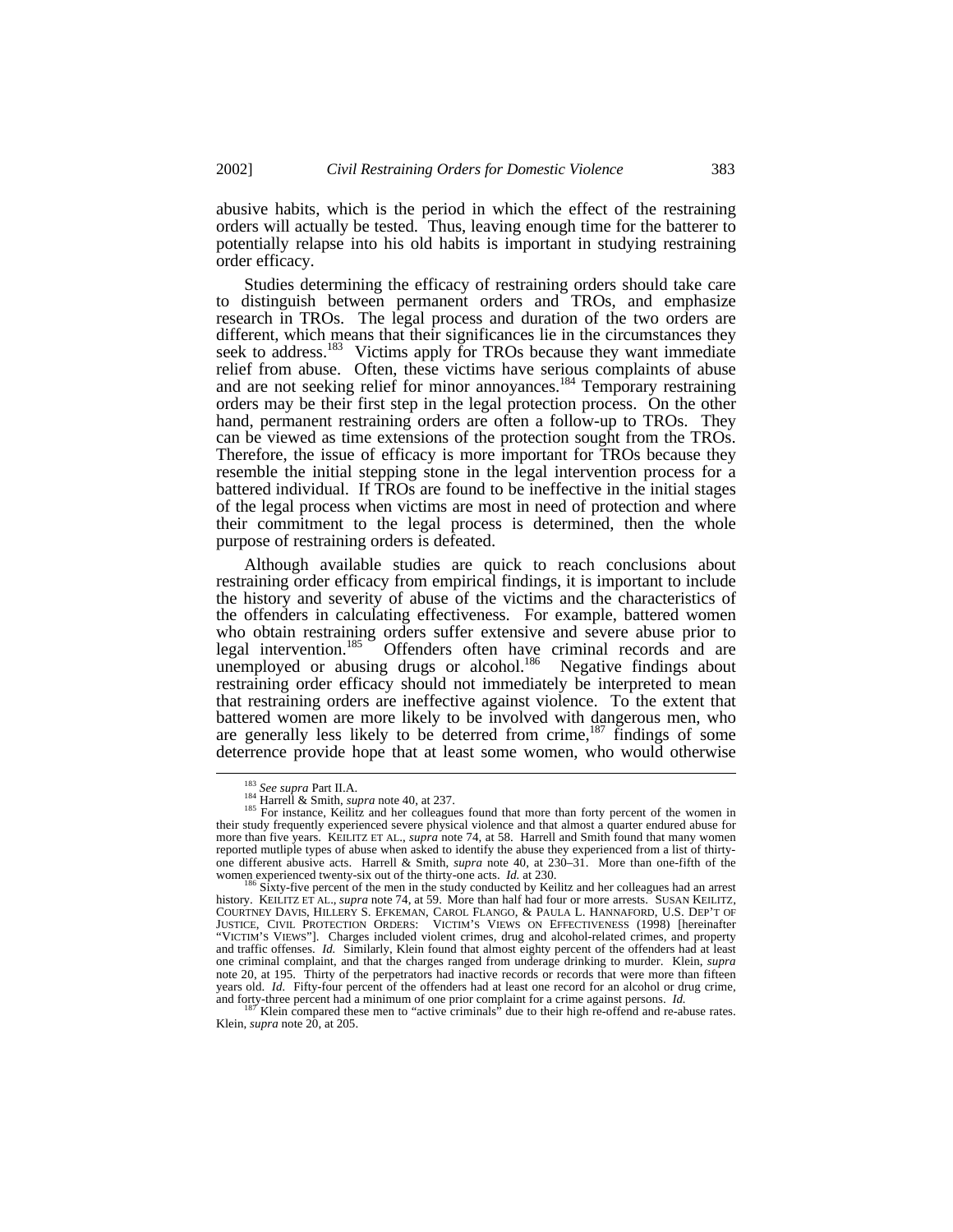abusive habits, which is the period in which the effect of the restraining orders will actually be tested. Thus, leaving enough time for the batterer to potentially relapse into his old habits is important in studying restraining order efficacy.

Studies determining the efficacy of restraining orders should take care to distinguish between permanent orders and TROs, and emphasize research in TROs. The legal process and duration of the two orders are different, which means that their significances lie in the circumstances they seek to address.[183] Victims apply for TROs because they want immediate relief from abuse. Often, these victims have serious complaints of abuse and are not seeking relief for minor annoyances.[184] Temporary restraining orders may be their first step in the legal protection process. On the other hand, permanent restraining orders are often a follow-up to TROs. They can be viewed as time extensions of the protection sought from the TROs. Therefore, the issue of efficacy is more important for TROs because they resemble the initial stepping stone in the legal intervention process for a battered individual. If TROs are found to be ineffective in the initial stages of the legal process when victims are most in need of protection and where their commitment to the legal process is determined, then the whole purpose of restraining orders is defeated.

Although available studies are quick to reach conclusions about restraining order efficacy from empirical findings, it is important to include the history and severity of abuse of the victims and the characteristics of the offenders in calculating effectiveness. For example, battered women who obtain restraining orders suffer extensive and severe abuse prior to legal intervention.[185] Offenders often have criminal records and are unemployed or abusing drugs or alcohol.[186] Negative findings about restraining order efficacy should not immediately be interpreted to mean that restraining orders are ineffective against violence. To the extent that battered women are more likely to be involved with dangerous men, who are generally less likely to be deterred from crime,[187] findings of some deterrence provide hope that at least some women, who would otherwise

---

[183] *See supra* Part II.A.

[184] Harrell & Smith, *supra* note 40, at 237.

[185] For instance, Keilitz and her colleagues found that more than forty percent of the women in their study frequently experienced severe physical violence and that almost a quarter endured abuse for more than five years. KEILITZ ET AL., *supra* note 74, at 58. Harrell and Smith found that many women reported mutliple types of abuse when asked to identify the abuse they experienced from a list of thirty-one different abusive acts. Harrell & Smith, *supra* note 40, at 230–31. More than one-fifth of the women experienced twenty-six out of the thirty-one acts. *Id.* at 230.

[186] Sixty-five percent of the men in the study conducted by Keilitz and her colleagues had an arrest history. KEILITZ ET AL., *supra* note 74, at 59. More than half had four or more arrests. SUSAN KEILITZ, COURTNEY DAVIS, HILLERY S. EFKEMAN, CAROL FLANGO, & PAULA L. HANNAFORD, U.S. DEP'T OF JUSTICE, CIVIL PROTECTION ORDERS: VICTIM'S VIEWS ON EFFECTIVENESS (1998) [hereinafter "VICTIM'S VIEWS"]. Charges included violent crimes, drug and alcohol-related crimes, and property and traffic offenses. *Id.* Similarly, Klein found that almost eighty percent of the offenders had at least one criminal complaint, and that the charges ranged from underage drinking to murder. Klein, *supra* note 20, at 195. Thirty of the perpetrators had inactive records or records that were more than fifteen years old. *Id.* Fifty-four percent of the offenders had at least one record for an alcohol or drug crime, and forty-three percent had a minimum of one prior complaint for a crime against persons. *Id.*

[187] Klein compared these men to "active criminals" due to their high re-offend and re-abuse rates. Klein, *supra* note 20, at 205.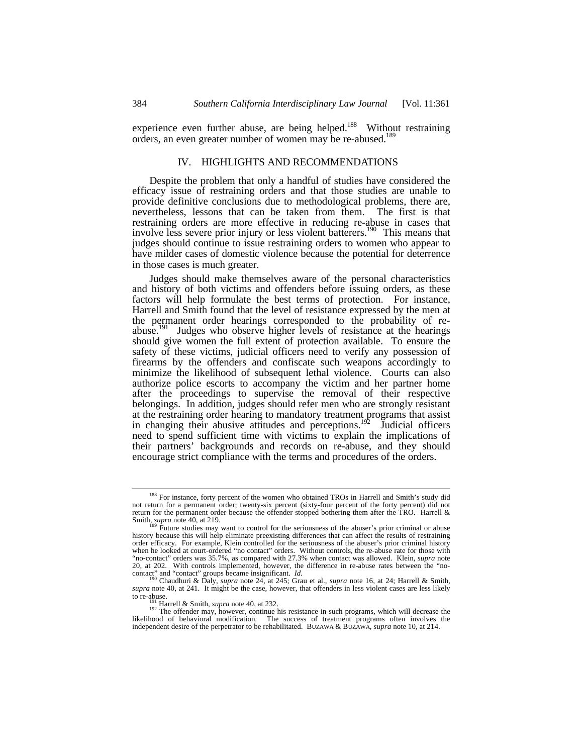experience even further abuse, are being helped.[188] Without restraining orders, an even greater number of women may be re-abused.[189]

## IV. HIGHLIGHTS AND RECOMMENDATIONS

Despite the problem that only a handful of studies have considered the efficacy issue of restraining orders and that those studies are unable to provide definitive conclusions due to methodological problems, there are, nevertheless, lessons that can be taken from them. The first is that restraining orders are more effective in reducing re-abuse in cases that involve less severe prior injury or less violent batterers.[190] This means that judges should continue to issue restraining orders to women who appear to have milder cases of domestic violence because the potential for deterrence in those cases is much greater.

Judges should make themselves aware of the personal characteristics and history of both victims and offenders before issuing orders, as these factors will help formulate the best terms of protection. For instance, Harrell and Smith found that the level of resistance expressed by the men at the permanent order hearings corresponded to the probability of re-abuse.[191] Judges who observe higher levels of resistance at the hearings should give women the full extent of protection available. To ensure the safety of these victims, judicial officers need to verify any possession of firearms by the offenders and confiscate such weapons accordingly to minimize the likelihood of subsequent lethal violence. Courts can also authorize police escorts to accompany the victim and her partner home after the proceedings to supervise the removal of their respective belongings. In addition, judges should refer men who are strongly resistant at the restraining order hearing to mandatory treatment programs that assist in changing their abusive attitudes and perceptions.[192] Judicial officers need to spend sufficient time with victims to explain the implications of their partners' backgrounds and records on re-abuse, and they should encourage strict compliance with the terms and procedures of the orders.

---

[188] For instance, forty percent of the women who obtained TROs in Harrell and Smith's study did not return for a permanent order; twenty-six percent (sixty-four percent of the forty percent) did not return for the permanent order because the offender stopped bothering them after the TRO. Harrell & Smith, *supra* note 40, at 219.

[189] Future studies may want to control for the seriousness of the abuser's prior criminal or abuse history because this will help eliminate preexisting differences that can affect the results of restraining order efficacy. For example, Klein controlled for the seriousness of the abuser's prior criminal history when he looked at court-ordered "no contact" orders. Without controls, the re-abuse rate for those with "no-contact" orders was 35.7%, as compared with 27.3% when contact was allowed. Klein, *supra* note 20, at 202. With controls implemented, however, the difference in re-abuse rates between the "no-contact" and "contact" groups became insignificant. *Id.*

[190] Chaudhuri & Daly, *supra* note 24, at 245; Grau et al., *supra* note 16, at 24; Harrell & Smith, *supra* note 40, at 241. It might be the case, however, that offenders in less violent cases are less likely to re-abuse.

[191] Harrell & Smith, *supra* note 40, at 232.

[192] The offender may, however, continue his resistance in such programs, which will decrease the likelihood of behavioral modification. The success of treatment programs often involves the independent desire of the perpetrator to be rehabilitated. BUZAWA & BUZAWA, *supra* note 10, at 214.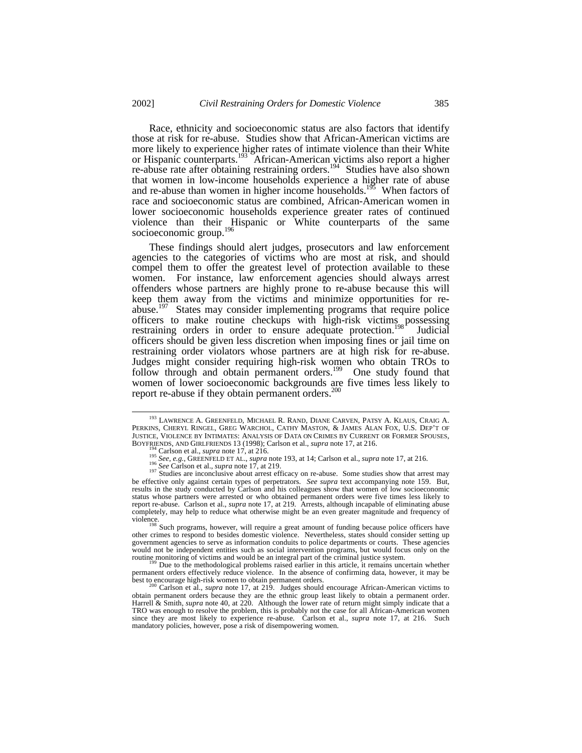Race, ethnicity and socioeconomic status are also factors that identify those at risk for re-abuse. Studies show that African-American victims are more likely to experience higher rates of intimate violence than their White or Hispanic counterparts.[193] African-American victims also report a higher re-abuse rate after obtaining restraining orders.[194] Studies have also shown that women in low-income households experience a higher rate of abuse and re-abuse than women in higher income households.[195] When factors of race and socioeconomic status are combined, African-American women in lower socioeconomic households experience greater rates of continued violence than their Hispanic or White counterparts of the same socioeconomic group.[196]

These findings should alert judges, prosecutors and law enforcement agencies to the categories of victims who are most at risk, and should compel them to offer the greatest level of protection available to these women. For instance, law enforcement agencies should always arrest offenders whose partners are highly prone to re-abuse because this will keep them away from the victims and minimize opportunities for re-abuse.[197] States may consider implementing programs that require police officers to make routine checkups with high-risk victims possessing restraining orders in order to ensure adequate protection.[198] Judicial officers should be given less discretion when imposing fines or jail time on restraining order violators whose partners are at high risk for re-abuse. Judges might consider requiring high-risk women who obtain TROs to follow through and obtain permanent orders.[199] One study found that women of lower socioeconomic backgrounds are five times less likely to report re-abuse if they obtain permanent orders.[200]

---

[193] LAWRENCE A. GREENFELD, MICHAEL R. RAND, DIANE CARVEN, PATSY A. KLAUS, CRAIG A. PERKINS, CHERYL RINGEL, GREG WARCHOL, CATHY MASTON, & JAMES ALAN FOX, U.S. DEP'T OF JUSTICE, VIOLENCE BY INTIMATES: ANALYSIS OF DATA ON CRIMES BY CURRENT OR FORMER SPOUSES, BOYFRIENDS, AND GIRLFRIENDS 13 (1998); Carlson et al., *supra* note 17, at 216.

[194] Carlson et al., *supra* note 17, at 216.

[195] *See, e.g.*, GREENFELD ET AL., *supra* note 193, at 14; Carlson et al., *supra* note 17, at 216.

[196] *See* Carlson et al., *supra* note 17, at 219.

[197] Studies are inconclusive about arrest efficacy on re-abuse. Some studies show that arrest may be effective only against certain types of perpetrators. *See supra* text accompanying note 159. But, results in the study conducted by Carlson and his colleagues show that women of low socioeconomic status whose partners were arrested or who obtained permanent orders were five times less likely to report re-abuse. Carlson et al., *supra* note 17, at 219. Arrests, although incapable of eliminating abuse completely, may help to reduce what otherwise might be an even greater magnitude and frequency of violence.

[198] Such programs, however, will require a great amount of funding because police officers have other crimes to respond to besides domestic violence. Nevertheless, states should consider setting up government agencies to serve as information conduits to police departments or courts. These agencies would not be independent entities such as social intervention programs, but would focus only on the routine monitoring of victims and would be an integral part of the criminal justice system.

[199] Due to the methodological problems raised earlier in this article, it remains uncertain whether permanent orders effectively reduce violence. In the absence of confirming data, however, it may be best to encourage high-risk women to obtain permanent orders.

[200] Carlson et al., *supra* note 17, at 219. Judges should encourage African-American victims to obtain permanent orders because they are the ethnic group least likely to obtain a permanent order. Harrell & Smith, *supra* note 40, at 220. Although the lower rate of return might simply indicate that a TRO was enough to resolve the problem, this is probably not the case for all African-American women since they are most likely to experience re-abuse. Carlson et al., *supra* note 17, at 216. Such mandatory policies, however, pose a risk of disempowering women.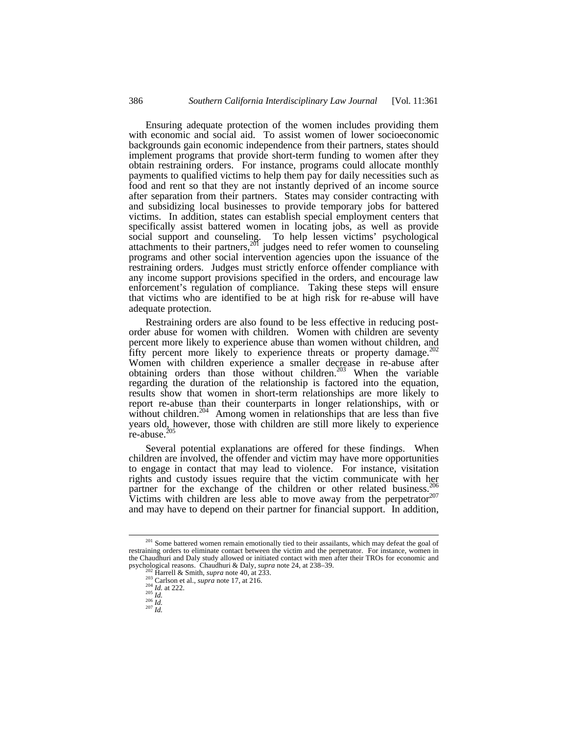Ensuring adequate protection of the women includes providing them with economic and social aid. To assist women of lower socioeconomic backgrounds gain economic independence from their partners, states should implement programs that provide short-term funding to women after they obtain restraining orders. For instance, programs could allocate monthly payments to qualified victims to help them pay for daily necessities such as food and rent so that they are not instantly deprived of an income source after separation from their partners. States may consider contracting with and subsidizing local businesses to provide temporary jobs for battered victims. In addition, states can establish special employment centers that specifically assist battered women in locating jobs, as well as provide social support and counseling. To help lessen victims' psychological attachments to their partners,[201] judges need to refer women to counseling programs and other social intervention agencies upon the issuance of the restraining orders. Judges must strictly enforce offender compliance with any income support provisions specified in the orders, and encourage law enforcement's regulation of compliance. Taking these steps will ensure that victims who are identified to be at high risk for re-abuse will have adequate protection.

Restraining orders are also found to be less effective in reducing post-order abuse for women with children. Women with children are seventy percent more likely to experience abuse than women without children, and fifty percent more likely to experience threats or property damage.[202] Women with children experience a smaller decrease in re-abuse after obtaining orders than those without children.[203] When the variable regarding the duration of the relationship is factored into the equation, results show that women in short-term relationships are more likely to report re-abuse than their counterparts in longer relationships, with or without children.[204] Among women in relationships that are less than five years old, however, those with children are still more likely to experience re-abuse.[205]

Several potential explanations are offered for these findings. When children are involved, the offender and victim may have more opportunities to engage in contact that may lead to violence. For instance, visitation rights and custody issues require that the victim communicate with her partner for the exchange of the children or other related business.[206] Victims with children are less able to move away from the perpetrator[207] and may have to depend on their partner for financial support. In addition,

---

[201] Some battered women remain emotionally tied to their assailants, which may defeat the goal of restraining orders to eliminate contact between the victim and the perpetrator. For instance, women in the Chaudhuri and Daly study allowed or initiated contact with men after their TROs for economic and psychological reasons. Chaudhuri & Daly, *supra* note 24, at 238–39.

[202] Harrell & Smith, *supra* note 40, at 233.

[203] Carlson et al., *supra* note 17, at 216.

[204] *Id.* at 222.

[205] *Id.*

[206] *Id.*

[207] *Id.*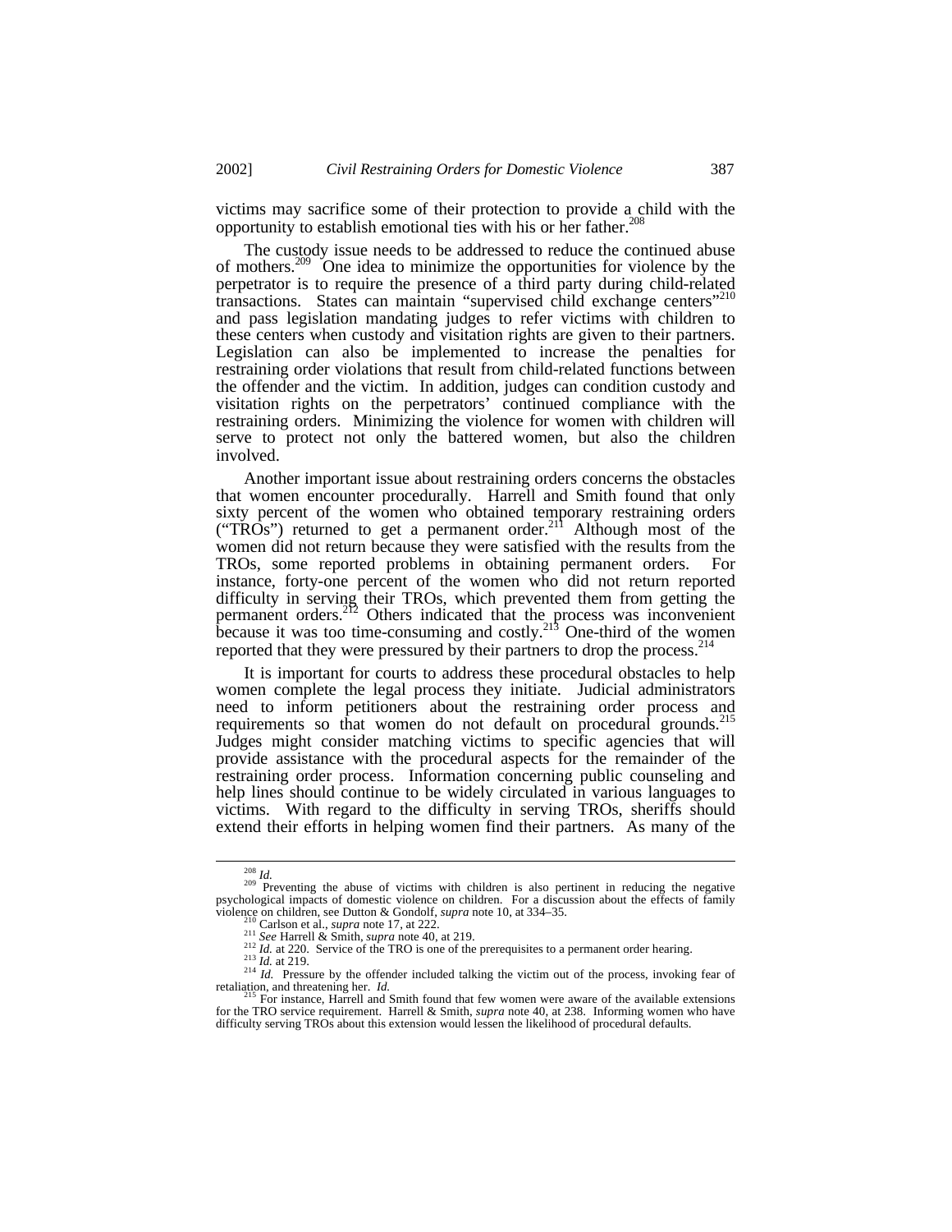victims may sacrifice some of their protection to provide a child with the opportunity to establish emotional ties with his or her father.[208]

The custody issue needs to be addressed to reduce the continued abuse of mothers.[209] One idea to minimize the opportunities for violence by the perpetrator is to require the presence of a third party during child-related transactions. States can maintain "supervised child exchange centers"[210] and pass legislation mandating judges to refer victims with children to these centers when custody and visitation rights are given to their partners. Legislation can also be implemented to increase the penalties for restraining order violations that result from child-related functions between the offender and the victim. In addition, judges can condition custody and visitation rights on the perpetrators' continued compliance with the restraining orders. Minimizing the violence for women with children will serve to protect not only the battered women, but also the children involved.

Another important issue about restraining orders concerns the obstacles that women encounter procedurally. Harrell and Smith found that only sixty percent of the women who obtained temporary restraining orders ("TROs") returned to get a permanent order.[211] Although most of the women did not return because they were satisfied with the results from the TROs, some reported problems in obtaining permanent orders. For instance, forty-one percent of the women who did not return reported difficulty in serving their TROs, which prevented them from getting the permanent orders.[212] Others indicated that the process was inconvenient because it was too time-consuming and costly.[213] One-third of the women reported that they were pressured by their partners to drop the process.[214]

It is important for courts to address these procedural obstacles to help women complete the legal process they initiate. Judicial administrators need to inform petitioners about the restraining order process and requirements so that women do not default on procedural grounds.[215] Judges might consider matching victims to specific agencies that will provide assistance with the procedural aspects for the remainder of the restraining order process. Information concerning public counseling and help lines should continue to be widely circulated in various languages to victims. With regard to the difficulty in serving TROs, sheriffs should extend their efforts in helping women find their partners. As many of the

---

[208] *Id.*

[209] Preventing the abuse of victims with children is also pertinent in reducing the negative psychological impacts of domestic violence on children. For a discussion about the effects of family violence on children, see Dutton & Gondolf, *supra* note 10, at 334–35.

[210] Carlson et al., *supra* note 17, at 222.

[211] *See* Harrell & Smith, *supra* note 40, at 219.

[212] *Id.* at 220. Service of the TRO is one of the prerequisites to a permanent order hearing.

[213] *Id.* at 219.

[214] *Id.* Pressure by the offender included talking the victim out of the process, invoking fear of retaliation, and threatening her. *Id.*

[215] For instance, Harrell and Smith found that few women were aware of the available extensions for the TRO service requirement. Harrell & Smith, *supra* note 40, at 238. Informing women who have difficulty serving TROs about this extension would lessen the likelihood of procedural defaults.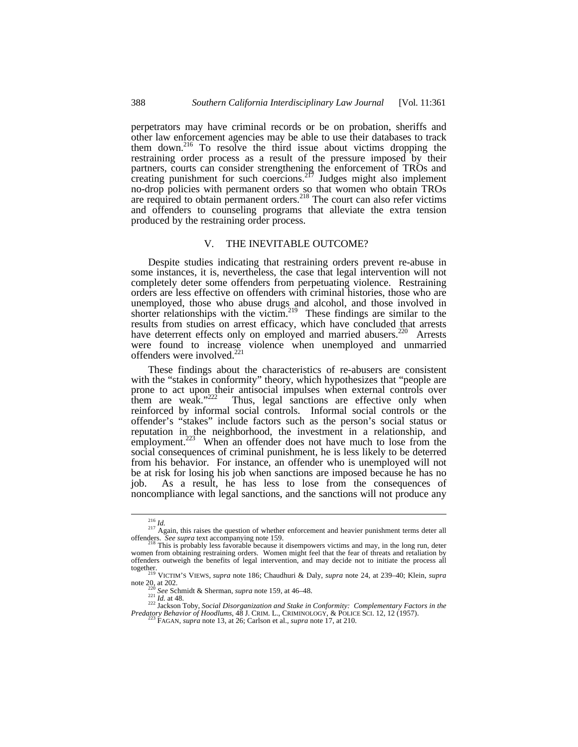perpetrators may have criminal records or be on probation, sheriffs and other law enforcement agencies may be able to use their databases to track them down.[216] To resolve the third issue about victims dropping the restraining order process as a result of the pressure imposed by their partners, courts can consider strengthening the enforcement of TROs and creating punishment for such coercions.[217] Judges might also implement no-drop policies with permanent orders so that women who obtain TROs are required to obtain permanent orders.[218] The court can also refer victims and offenders to counseling programs that alleviate the extra tension produced by the restraining order process.

## V. THE INEVITABLE OUTCOME?

Despite studies indicating that restraining orders prevent re-abuse in some instances, it is, nevertheless, the case that legal intervention will not completely deter some offenders from perpetuating violence. Restraining orders are less effective on offenders with criminal histories, those who are unemployed, those who abuse drugs and alcohol, and those involved in shorter relationships with the victim.[219] These findings are similar to the results from studies on arrest efficacy, which have concluded that arrests have deterrent effects only on employed and married abusers.[220] Arrests were found to increase violence when unemployed and unmarried offenders were involved.[221]

These findings about the characteristics of re-abusers are consistent with the "stakes in conformity" theory, which hypothesizes that "people are prone to act upon their antisocial impulses when external controls over them are weak."[222] Thus, legal sanctions are effective only when reinforced by informal social controls. Informal social controls or the offender's "stakes" include factors such as the person's social status or reputation in the neighborhood, the investment in a relationship, and employment.[223] When an offender does not have much to lose from the social consequences of criminal punishment, he is less likely to be deterred from his behavior. For instance, an offender who is unemployed will not be at risk for losing his job when sanctions are imposed because he has no job. As a result, he has less to lose from the consequences of noncompliance with legal sanctions, and the sanctions will not produce any

---

[216] *Id.*

[217] Again, this raises the question of whether enforcement and heavier punishment terms deter all offenders. *See supra* text accompanying note 159.

[218] This is probably less favorable because it disempowers victims and may, in the long run, deter women from obtaining restraining orders. Women might feel that the fear of threats and retaliation by offenders outweigh the benefits of legal intervention, and may decide not to initiate the process all together.

[219] VICTIM'S VIEWS, *supra* note 186; Chaudhuri & Daly, *supra* note 24, at 239–40; Klein, *supra* note 20, at 202.

[220] *See* Schmidt & Sherman, *supra* note 159, at 46–48.

[221] *Id.* at 48.

[222] Jackson Toby, *Social Disorganization and Stake in Conformity: Complementary Factors in the Predatory Behavior of Hoodlums*, 48 J. CRIM. L., CRIMINOLOGY, & POLICE SCI. 12, 12 (1957).

[223] FAGAN, *supra* note 13, at 26; Carlson et al., *supra* note 17, at 210.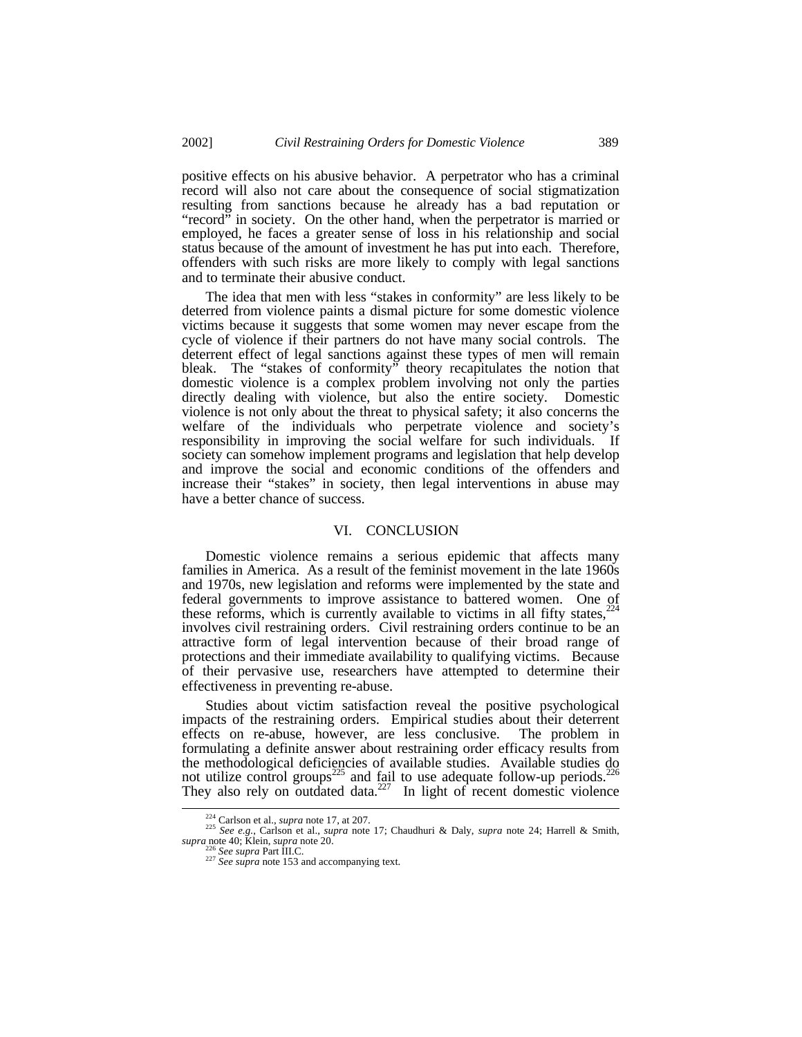positive effects on his abusive behavior. A perpetrator who has a criminal record will also not care about the consequence of social stigmatization resulting from sanctions because he already has a bad reputation or "record" in society. On the other hand, when the perpetrator is married or employed, he faces a greater sense of loss in his relationship and social status because of the amount of investment he has put into each. Therefore, offenders with such risks are more likely to comply with legal sanctions and to terminate their abusive conduct.

The idea that men with less "stakes in conformity" are less likely to be deterred from violence paints a dismal picture for some domestic violence victims because it suggests that some women may never escape from the cycle of violence if their partners do not have many social controls. The deterrent effect of legal sanctions against these types of men will remain bleak. The "stakes of conformity" theory recapitulates the notion that domestic violence is a complex problem involving not only the parties directly dealing with violence, but also the entire society. Domestic violence is not only about the threat to physical safety; it also concerns the welfare of the individuals who perpetrate violence and society's responsibility in improving the social welfare for such individuals. If society can somehow implement programs and legislation that help develop and improve the social and economic conditions of the offenders and increase their "stakes" in society, then legal interventions in abuse may have a better chance of success.

## VI. CONCLUSION

Domestic violence remains a serious epidemic that affects many families in America. As a result of the feminist movement in the late 1960s and 1970s, new legislation and reforms were implemented by the state and federal governments to improve assistance to battered women. One of these reforms, which is currently available to victims in all fifty states,[224] involves civil restraining orders. Civil restraining orders continue to be an attractive form of legal intervention because of their broad range of protections and their immediate availability to qualifying victims. Because of their pervasive use, researchers have attempted to determine their effectiveness in preventing re-abuse.

Studies about victim satisfaction reveal the positive psychological impacts of the restraining orders. Empirical studies about their deterrent effects on re-abuse, however, are less conclusive. The problem in formulating a definite answer about restraining order efficacy results from the methodological deficiencies of available studies. Available studies do not utilize control groups[225] and fail to use adequate follow-up periods.[226] They also rely on outdated data.[227] In light of recent domestic violence

---

[224] Carlson et al., *supra* note 17, at 207.

[225] *See e.g.*, Carlson et al., *supra* note 17; Chaudhuri & Daly, *supra* note 24; Harrell & Smith, *supra* note 40; Klein, *supra* note 20.

[226] *See supra* Part III.C.

[227] *See supra* note 153 and accompanying text.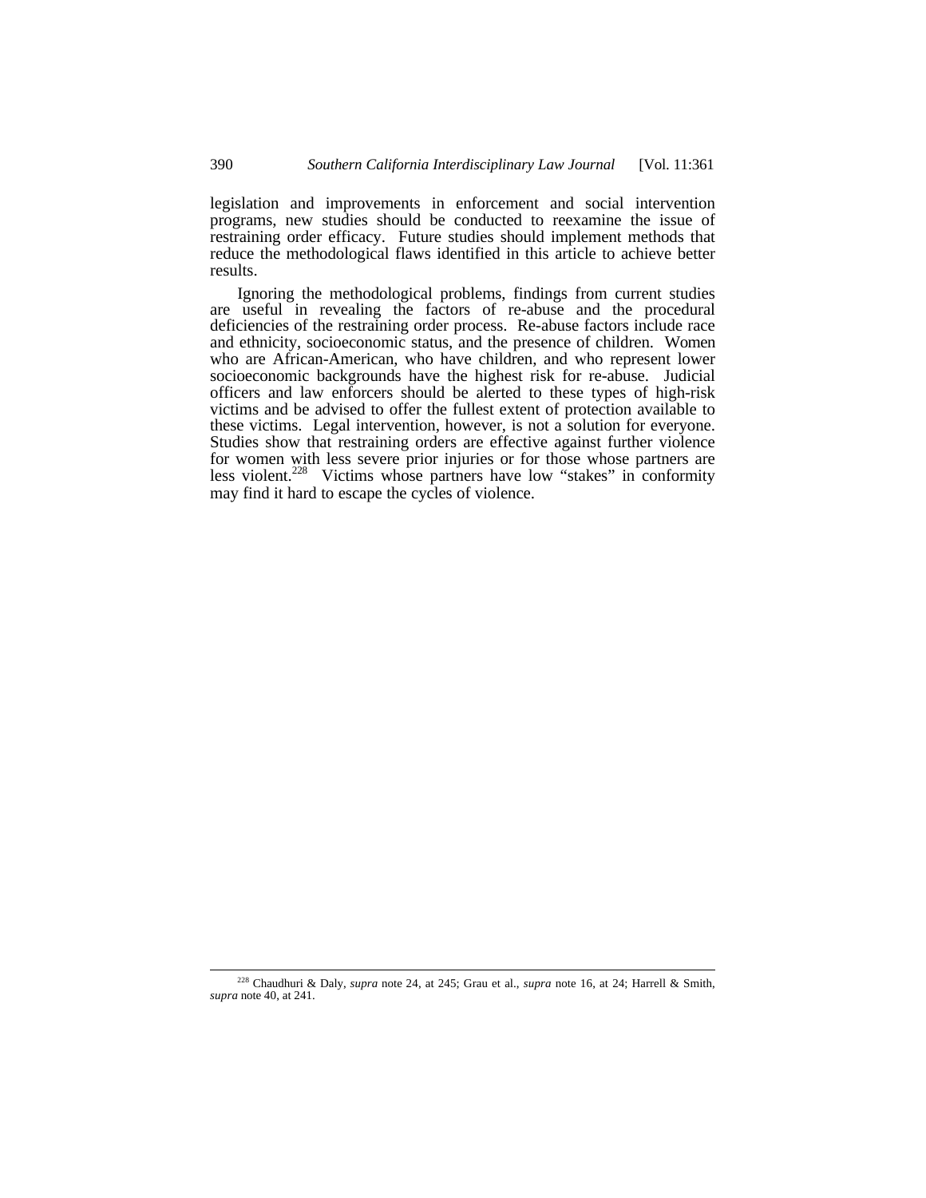legislation and improvements in enforcement and social intervention programs, new studies should be conducted to reexamine the issue of restraining order efficacy. Future studies should implement methods that reduce the methodological flaws identified in this article to achieve better results.

Ignoring the methodological problems, findings from current studies are useful in revealing the factors of re-abuse and the procedural deficiencies of the restraining order process. Re-abuse factors include race and ethnicity, socioeconomic status, and the presence of children. Women who are African-American, who have children, and who represent lower socioeconomic backgrounds have the highest risk for re-abuse. Judicial officers and law enforcers should be alerted to these types of high-risk victims and be advised to offer the fullest extent of protection available to these victims. Legal intervention, however, is not a solution for everyone. Studies show that restraining orders are effective against further violence for women with less severe prior injuries or for those whose partners are less violent.[228] Victims whose partners have low "stakes" in conformity may find it hard to escape the cycles of violence.

---

[228] Chaudhuri & Daly, *supra* note 24, at 245; Grau et al., *supra* note 16, at 24; Harrell & Smith, *supra* note 40, at 241.